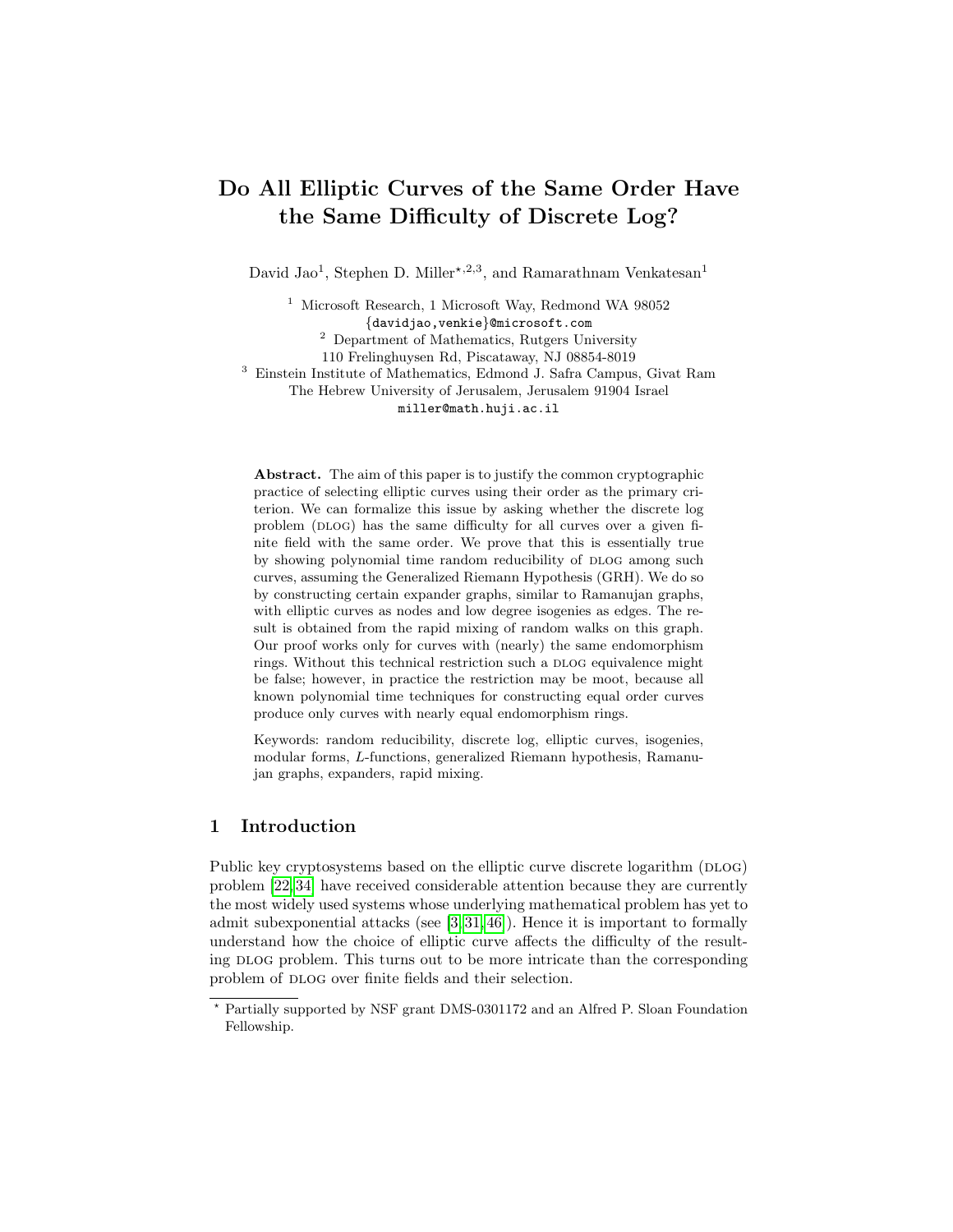# Do All Elliptic Curves of the Same Order Have the Same Difficulty of Discrete Log?

David Jao[1], Stephen D. Miller[⋆,2,3], and Ramarathnam Venkatesan[1]

[1] Microsoft Research, 1 Microsoft Way, Redmond WA 98052
{davidjao,venkie}@microsoft.com

[2] Department of Mathematics, Rutgers University
110 Frelinghuysen Rd, Piscataway, NJ 08854-8019

[3] Einstein Institute of Mathematics, Edmond J. Safra Campus, Givat Ram
The Hebrew University of Jerusalem, Jerusalem 91904 Israel
miller@math.huji.ac.il

**Abstract.** The aim of this paper is to justify the common cryptographic practice of selecting elliptic curves using their order as the primary criterion. We can formalize this issue by asking whether the discrete log problem (DLOG) has the same difficulty for all curves over a given finite field with the same order. We prove that this is essentially true by showing polynomial time random reducibility of DLOG among such curves, assuming the Generalized Riemann Hypothesis (GRH). We do so by constructing certain expander graphs, similar to Ramanujan graphs, with elliptic curves as nodes and low degree isogenies as edges. The result is obtained from the rapid mixing of random walks on this graph. Our proof works only for curves with (nearly) the same endomorphism rings. Without this technical restriction such a DLOG equivalence might be false; however, in practice the restriction may be moot, because all known polynomial time techniques for constructing equal order curves produce only curves with nearly equal endomorphism rings.

Keywords: random reducibility, discrete log, elliptic curves, isogenies, modular forms, $L$-functions, generalized Riemann hypothesis, Ramanujan graphs, expanders, rapid mixing.

## 1 Introduction

Public key cryptosystems based on the elliptic curve discrete logarithm (DLOG) problem [22,34] have received considerable attention because they are currently the most widely used systems whose underlying mathematical problem has yet to admit subexponential attacks (see [3,31,46]). Hence it is important to formally understand how the choice of elliptic curve affects the difficulty of the resulting DLOG problem. This turns out to be more intricate than the corresponding problem of DLOG over finite fields and their selection.

⋆ Partially supported by NSF grant DMS-0301172 and an Alfred P. Sloan Foundation Fellowship.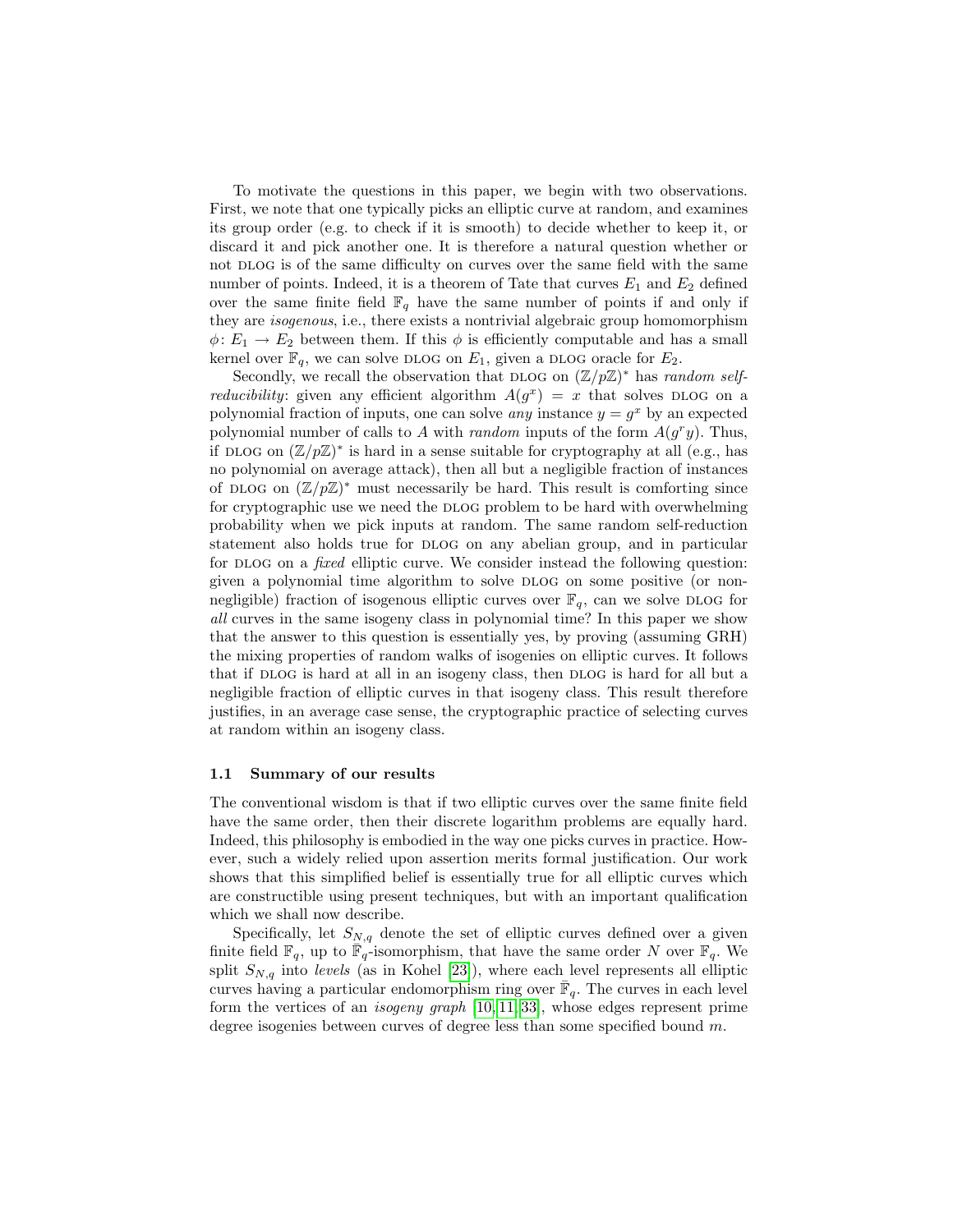To motivate the questions in this paper, we begin with two observations. First, we note that one typically picks an elliptic curve at random, and examines its group order (e.g. to check if it is smooth) to decide whether to keep it, or discard it and pick another one. It is therefore a natural question whether or not DLOG is of the same difficulty on curves over the same field with the same number of points. Indeed, it is a theorem of Tate that curves $E_1$ and $E_2$ defined over the same finite field $\mathbb{F}_q$ have the same number of points if and only if they are *isogenous*, i.e., there exists a nontrivial algebraic group homomorphism $\phi\colon E_1 \to E_2$ between them. If this $\phi$ is efficiently computable and has a small kernel over $\mathbb{F}_q$, we can solve DLOG on $E_1$, given a DLOG oracle for $E_2$.

Secondly, we recall the observation that DLOG on $(\mathbb{Z}/p\mathbb{Z})^*$ has *random self-reducibility*: given any efficient algorithm $A(g^x) = x$ that solves DLOG on a polynomial fraction of inputs, one can solve *any* instance $y = g^x$ by an expected polynomial number of calls to $A$ with *random* inputs of the form $A(g^r y)$. Thus, if DLOG on $(\mathbb{Z}/p\mathbb{Z})^*$ is hard in a sense suitable for cryptography at all (e.g., has no polynomial on average attack), then all but a negligible fraction of instances of DLOG on $(\mathbb{Z}/p\mathbb{Z})^*$ must necessarily be hard. This result is comforting since for cryptographic use we need the DLOG problem to be hard with overwhelming probability when we pick inputs at random. The same random self-reduction statement also holds true for DLOG on any abelian group, and in particular for DLOG on a *fixed* elliptic curve. We consider instead the following question: given a polynomial time algorithm to solve DLOG on some positive (or non-negligible) fraction of isogenous elliptic curves over $\mathbb{F}_q$, can we solve DLOG for *all* curves in the same isogeny class in polynomial time? In this paper we show that the answer to this question is essentially yes, by proving (assuming GRH) the mixing properties of random walks of isogenies on elliptic curves. It follows that if DLOG is hard at all in an isogeny class, then DLOG is hard for all but a negligible fraction of elliptic curves in that isogeny class. This result therefore justifies, in an average case sense, the cryptographic practice of selecting curves at random within an isogeny class.

### 1.1 Summary of our results

The conventional wisdom is that if two elliptic curves over the same finite field have the same order, then their discrete logarithm problems are equally hard. Indeed, this philosophy is embodied in the way one picks curves in practice. However, such a widely relied upon assertion merits formal justification. Our work shows that this simplified belief is essentially true for all elliptic curves which are constructible using present techniques, but with an important qualification which we shall now describe.

Specifically, let $S_{N,q}$ denote the set of elliptic curves defined over a given finite field $\mathbb{F}_q$, up to $\bar{\mathbb{F}}_q$-isomorphism, that have the same order $N$ over $\mathbb{F}_q$. We split $S_{N,q}$ into *levels* (as in Kohel [23]), where each level represents all elliptic curves having a particular endomorphism ring over $\bar{\mathbb{F}}_q$. The curves in each level form the vertices of an *isogeny graph* [10,11,33], whose edges represent prime degree isogenies between curves of degree less than some specified bound $m$.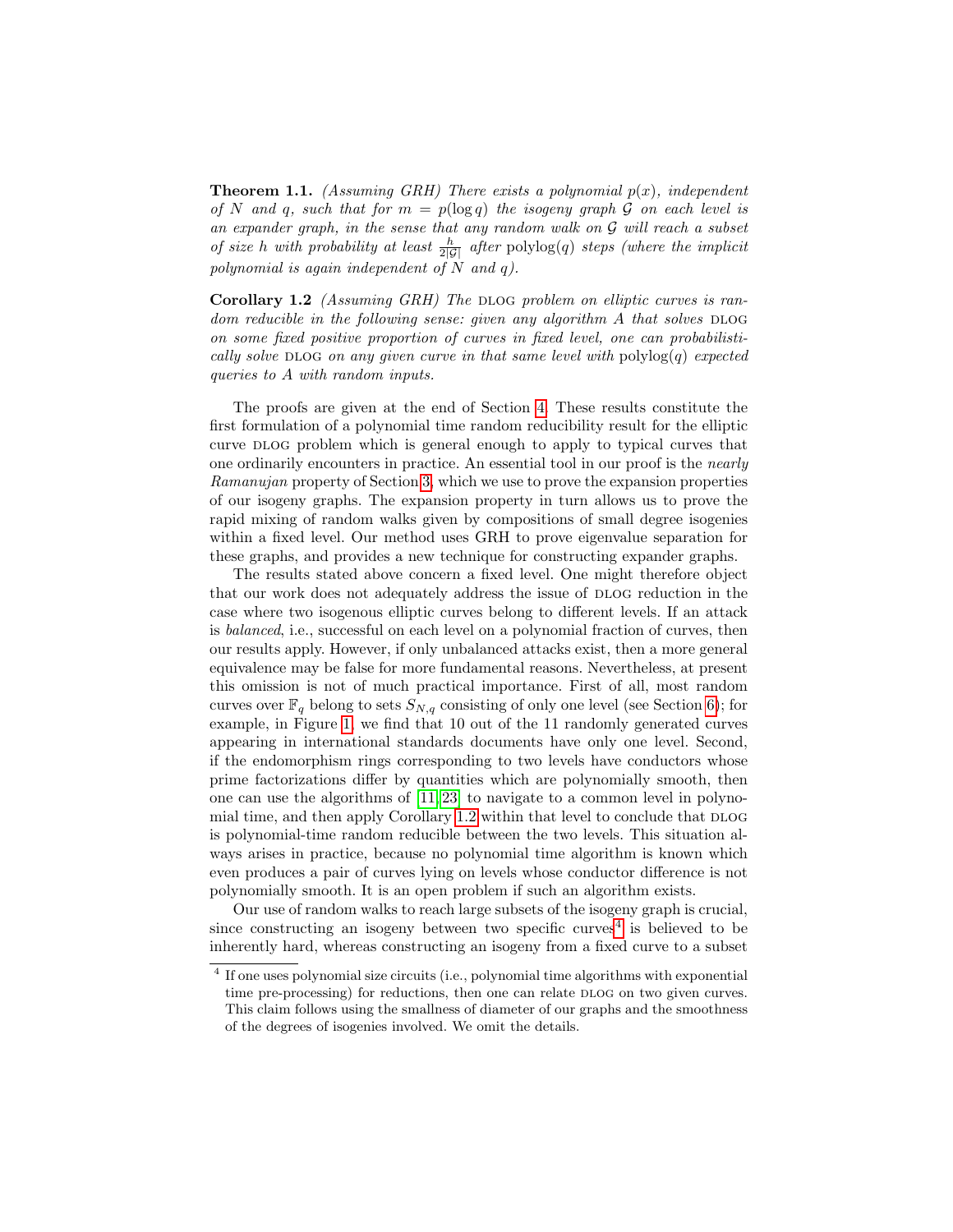**Theorem 1.1.** *(Assuming GRH) There exists a polynomial $p(x)$, independent of $N$ and $q$, such that for $m = p(\log q)$ the isogeny graph $\mathcal{G}$ on each level is an expander graph, in the sense that any random walk on $\mathcal{G}$ will reach a subset of size $h$ with probability at least $\frac{h}{2|\mathcal{G}|}$ after $\mathrm{polylog}(q)$ steps (where the implicit polynomial is again independent of $N$ and $q$).*

**Corollary 1.2** *(Assuming GRH) The* DLOG *problem on elliptic curves is random reducible in the following sense: given any algorithm $A$ that solves* DLOG *on some fixed positive proportion of curves in fixed level, one can probabilistically solve* DLOG *on any given curve in that same level with $\mathrm{polylog}(q)$ expected queries to $A$ with random inputs.*

The proofs are given at the end of Section 4. These results constitute the first formulation of a polynomial time random reducibility result for the elliptic curve DLOG problem which is general enough to apply to typical curves that one ordinarily encounters in practice. An essential tool in our proof is the *nearly Ramanujan* property of Section 3, which we use to prove the expansion properties of our isogeny graphs. The expansion property in turn allows us to prove the rapid mixing of random walks given by compositions of small degree isogenies within a fixed level. Our method uses GRH to prove eigenvalue separation for these graphs, and provides a new technique for constructing expander graphs.

The results stated above concern a fixed level. One might therefore object that our work does not adequately address the issue of DLOG reduction in the case where two isogenous elliptic curves belong to different levels. If an attack is *balanced*, i.e., successful on each level on a polynomial fraction of curves, then our results apply. However, if only unbalanced attacks exist, then a more general equivalence may be false for more fundamental reasons. Nevertheless, at present this omission is not of much practical importance. First of all, most random curves over $\mathbb{F}_q$ belong to sets $S_{N,q}$ consisting of only one level (see Section 6); for example, in Figure 1, we find that 10 out of the 11 randomly generated curves appearing in international standards documents have only one level. Second, if the endomorphism rings corresponding to two levels have conductors whose prime factorizations differ by quantities which are polynomially smooth, then one can use the algorithms of [11,23] to navigate to a common level in polynomial time, and then apply Corollary 1.2 within that level to conclude that DLOG is polynomial-time random reducible between the two levels. This situation always arises in practice, because no polynomial time algorithm is known which even produces a pair of curves lying on levels whose conductor difference is not polynomially smooth. It is an open problem if such an algorithm exists.

Our use of random walks to reach large subsets of the isogeny graph is crucial, since constructing an isogeny between two specific curves[4] is believed to be inherently hard, whereas constructing an isogeny from a fixed curve to a subset

[4] If one uses polynomial size circuits (i.e., polynomial time algorithms with exponential time pre-processing) for reductions, then one can relate DLOG on two given curves. This claim follows using the smallness of diameter of our graphs and the smoothness of the degrees of isogenies involved. We omit the details.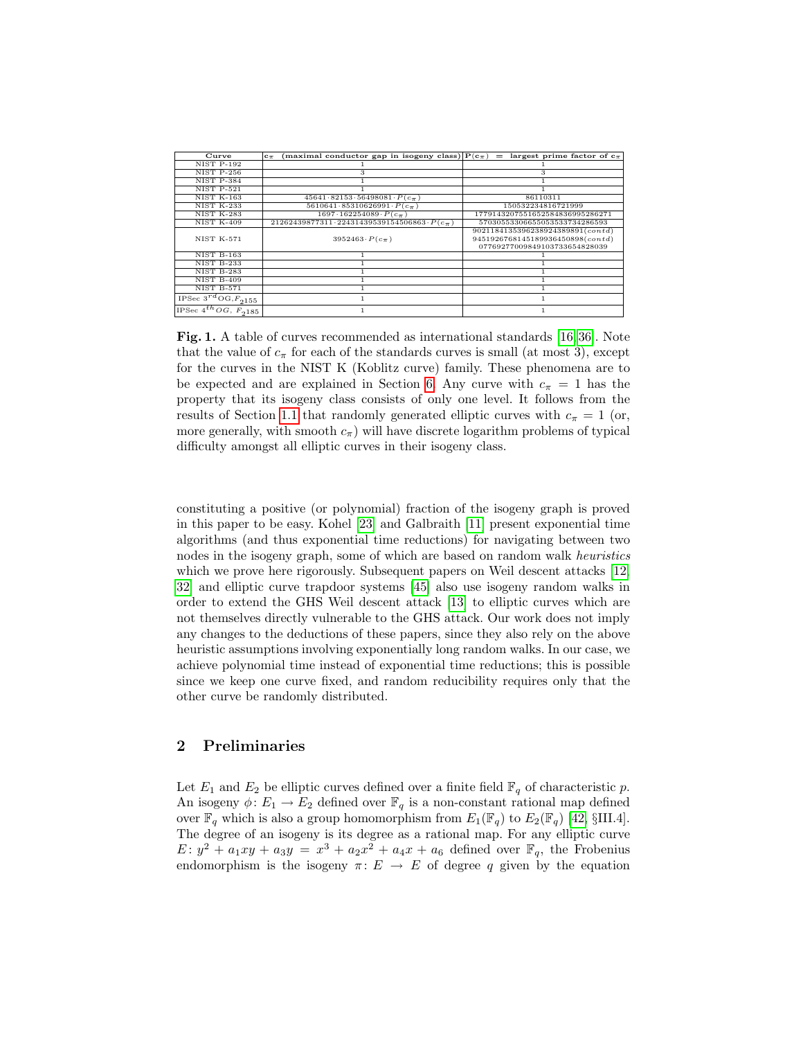| Curve | $c_\pi$ (maximal conductor gap in isogeny class) | $P(c_\pi)$ = largest prime factor of $c_\pi$ |
|---|---|---|
| NIST P-192 | 1 | 1 |
| NIST P-256 | 3 | 3 |
| NIST P-384 | 1 | 1 |
| NIST P-521 | 1 | 1 |
| NIST K-163 | $45641 \cdot 82153 \cdot 56498081 \cdot P(c_\pi)$ | 86110311 |
| NIST K-233 | $5610641 \cdot 85310626991 \cdot P(c_\pi)$ | 150532234816721999 |
| NIST K-283 | $1697 \cdot 162254089 \cdot P(c_\pi)$ | 17791432075516525848369952862​71 |
| NIST K-409 | $21262439877311 \cdot 22431439539154506863 \cdot P(c_\pi)$ | 57030553306655053533734286593 |
| NIST K-571 | $3952463 \cdot P(c_\pi)$ | 9021184135396238924389891$(contd)$ 9451926768145189936450898$(contd)$ 0776927700984910373365482​8039 |
| NIST B-163 | 1 | 1 |
| NIST B-233 | 1 | 1 |
| NIST B-283 | 1 | 1 |
| NIST B-409 | 1 | 1 |
| NIST B-571 | 1 | 1 |
| IPSec $3^{rd}OG, F_{2^{155}}$ | 1 | 1 |
| IPSec $4^{th}OG, F_{2^{185}}$ | 1 | 1 |

**Fig. 1.** A table of curves recommended as international standards [16,36]. Note that the value of $c_\pi$ for each of the standards curves is small (at most 3), except for the curves in the NIST K (Koblitz curve) family. These phenomena are to be expected and are explained in Section 6. Any curve with $c_\pi = 1$ has the property that its isogeny class consists of only one level. It follows from the results of Section 1.1 that randomly generated elliptic curves with $c_\pi = 1$ (or, more generally, with smooth $c_\pi$) will have discrete logarithm problems of typical difficulty amongst all elliptic curves in their isogeny class.

constituting a positive (or polynomial) fraction of the isogeny graph is proved in this paper to be easy. Kohel [23] and Galbraith [11] present exponential time algorithms (and thus exponential time reductions) for navigating between two nodes in the isogeny graph, some of which are based on random walk *heuristics* which we prove here rigorously. Subsequent papers on Weil descent attacks [12, 32] and elliptic curve trapdoor systems [45] also use isogeny random walks in order to extend the GHS Weil descent attack [13] to elliptic curves which are not themselves directly vulnerable to the GHS attack. Our work does not imply any changes to the deductions of these papers, since they also rely on the above heuristic assumptions involving exponentially long random walks. In our case, we achieve polynomial time instead of exponential time reductions; this is possible since we keep one curve fixed, and random reducibility requires only that the other curve be randomly distributed.

## 2 Preliminaries

Let $E_1$ and $E_2$ be elliptic curves defined over a finite field $\mathbb{F}_q$ of characteristic $p$. An isogeny $\phi \colon E_1 \to E_2$ defined over $\mathbb{F}_q$ is a non-constant rational map defined over $\mathbb{F}_q$ which is also a group homomorphism from $E_1(\mathbb{F}_q)$ to $E_2(\mathbb{F}_q)$ [42, §III.4]. The degree of an isogeny is its degree as a rational map. For any elliptic curve $E \colon y^2 + a_1xy + a_3y = x^3 + a_2x^2 + a_4x + a_6$ defined over $\mathbb{F}_q$, the Frobenius endomorphism is the isogeny $\pi \colon E \to E$ of degree $q$ given by the equation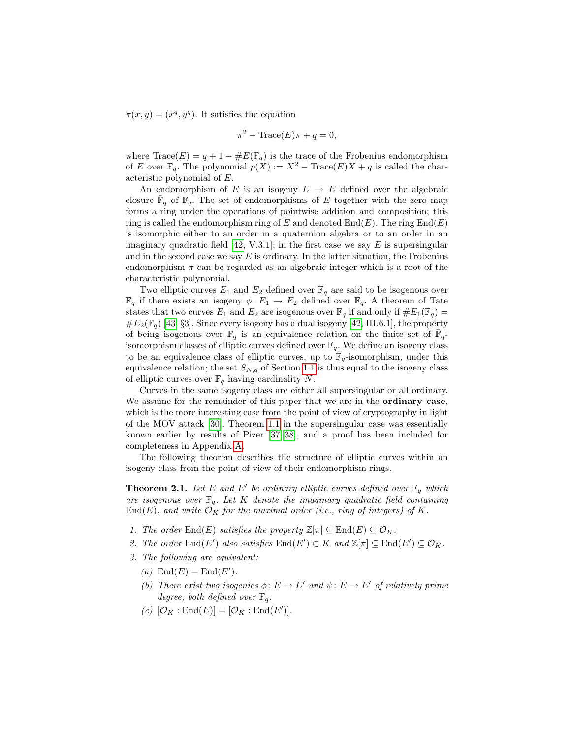$\pi(x, y) = (x^q, y^q)$. It satisfies the equation

$$\pi^2 - \text{Trace}(E)\pi + q = 0,$$

where $\text{Trace}(E) = q + 1 - \#E(\mathbb{F}_q)$ is the trace of the Frobenius endomorphism of $E$ over $\mathbb{F}_q$. The polynomial $p(X) := X^2 - \text{Trace}(E)X + q$ is called the characteristic polynomial of $E$.

An endomorphism of $E$ is an isogeny $E \to E$ defined over the algebraic closure $\bar{\mathbb{F}}_q$ of $\mathbb{F}_q$. The set of endomorphisms of $E$ together with the zero map forms a ring under the operations of pointwise addition and composition; this ring is called the endomorphism ring of $E$ and denoted $\text{End}(E)$. The ring $\text{End}(E)$ is isomorphic either to an order in a quaternion algebra or to an order in an imaginary quadratic field [42, V.3.1]; in the first case we say $E$ is supersingular and in the second case we say $E$ is ordinary. In the latter situation, the Frobenius endomorphism $\pi$ can be regarded as an algebraic integer which is a root of the characteristic polynomial.

Two elliptic curves $E_1$ and $E_2$ defined over $\mathbb{F}_q$ are said to be isogenous over $\mathbb{F}_q$ if there exists an isogeny $\phi\colon E_1 \to E_2$ defined over $\mathbb{F}_q$. A theorem of Tate states that two curves $E_1$ and $E_2$ are isogenous over $\mathbb{F}_q$ if and only if $\#E_1(\mathbb{F}_q) = \#E_2(\mathbb{F}_q)$ [43, §3]. Since every isogeny has a dual isogeny [42, III.6.1], the property of being isogenous over $\mathbb{F}_q$ is an equivalence relation on the finite set of $\bar{\mathbb{F}}_q$-isomorphism classes of elliptic curves defined over $\mathbb{F}_q$. We define an isogeny class to be an equivalence class of elliptic curves, up to $\bar{\mathbb{F}}_q$-isomorphism, under this equivalence relation; the set $S_{N,q}$ of Section 1.1 is thus equal to the isogeny class of elliptic curves over $\mathbb{F}_q$ having cardinality $N$.

Curves in the same isogeny class are either all supersingular or all ordinary. We assume for the remainder of this paper that we are in the **ordinary case**, which is the more interesting case from the point of view of cryptography in light of the MOV attack [30]. Theorem 1.1 in the supersingular case was essentially known earlier by results of Pizer [37, 38], and a proof has been included for completeness in Appendix A.

The following theorem describes the structure of elliptic curves within an isogeny class from the point of view of their endomorphism rings.

**Theorem 2.1.** *Let $E$ and $E'$ be ordinary elliptic curves defined over $\mathbb{F}_q$ which are isogenous over $\mathbb{F}_q$. Let $K$ denote the imaginary quadratic field containing $\text{End}(E)$, and write $\mathcal{O}_K$ for the maximal order (i.e., ring of integers) of $K$.*

1. *The order $\text{End}(E)$ satisfies the property $\mathbb{Z}[\pi] \subseteq \text{End}(E) \subseteq \mathcal{O}_K$.*
2. *The order $\text{End}(E')$ also satisfies $\text{End}(E') \subset K$ and $\mathbb{Z}[\pi] \subseteq \text{End}(E') \subseteq \mathcal{O}_K$.*
3. *The following are equivalent:*
   - *(a) $\text{End}(E) = \text{End}(E')$.*
   - *(b) There exist two isogenies $\phi\colon E \to E'$ and $\psi\colon E \to E'$ of relatively prime degree, both defined over $\mathbb{F}_q$.*
   - *(c) $[\mathcal{O}_K : \text{End}(E)] = [\mathcal{O}_K : \text{End}(E')]$.*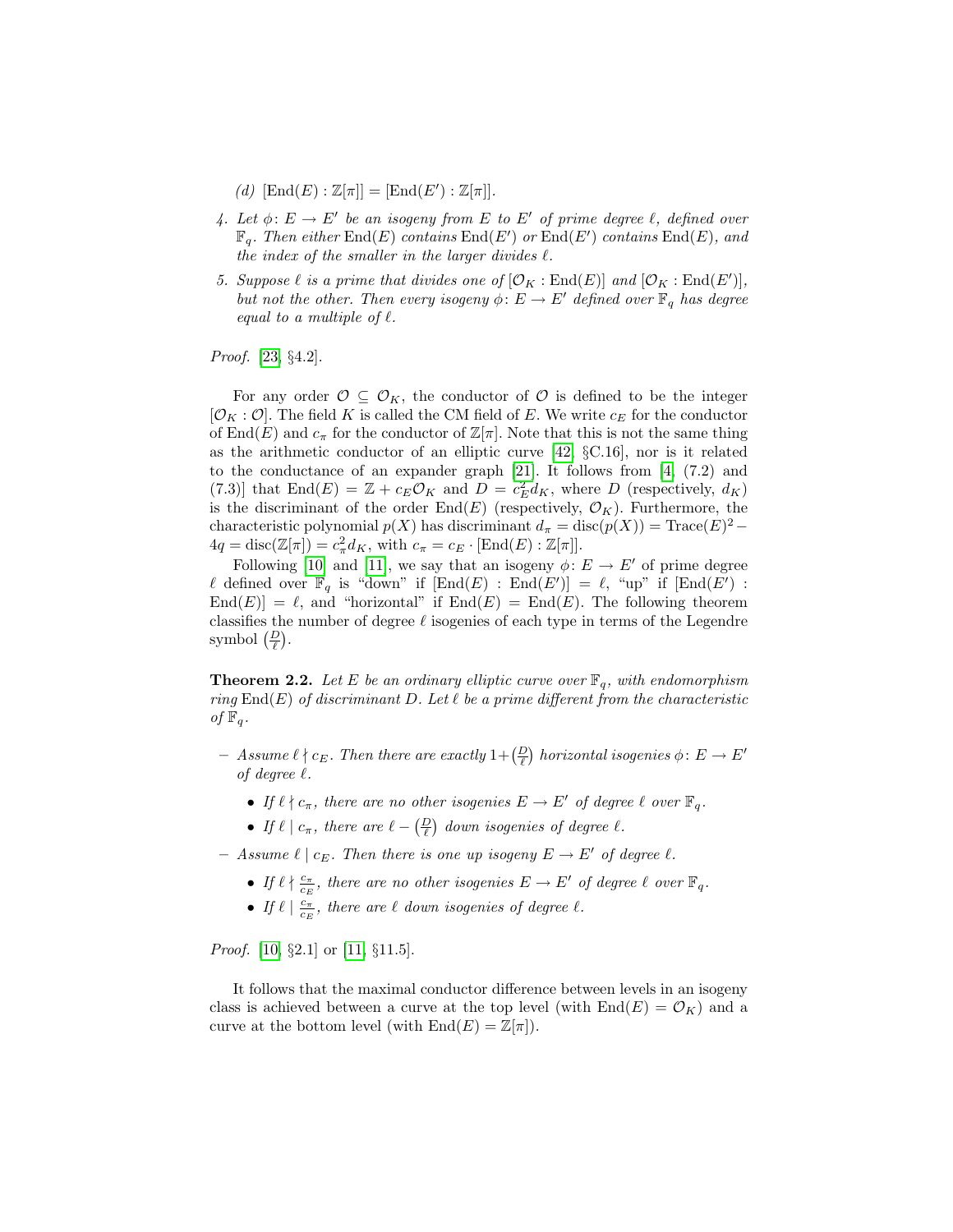(d) $[\mathrm{End}(E) : \mathbb{Z}[\pi]] = [\mathrm{End}(E') : \mathbb{Z}[\pi]]$.

4. *Let $\phi\colon E \to E'$ be an isogeny from $E$ to $E'$ of prime degree $\ell$, defined over $\mathbb{F}_q$. Then either $\mathrm{End}(E)$ contains $\mathrm{End}(E')$ or $\mathrm{End}(E')$ contains $\mathrm{End}(E)$, and the index of the smaller in the larger divides $\ell$.*
5. *Suppose $\ell$ is a prime that divides one of $[\mathcal{O}_K : \mathrm{End}(E)]$ and $[\mathcal{O}_K : \mathrm{End}(E')]$, but not the other. Then every isogeny $\phi\colon E \to E'$ defined over $\mathbb{F}_q$ has degree equal to a multiple of $\ell$.*

*Proof.* [23, §4.2].

For any order $\mathcal{O} \subseteq \mathcal{O}_K$, the conductor of $\mathcal{O}$ is defined to be the integer $[\mathcal{O}_K : \mathcal{O}]$. The field $K$ is called the CM field of $E$. We write $c_E$ for the conductor of $\mathrm{End}(E)$ and $c_\pi$ for the conductor of $\mathbb{Z}[\pi]$. Note that this is not the same thing as the arithmetic conductor of an elliptic curve [42, §C.16], nor is it related to the conductance of an expander graph [21]. It follows from [4, (7.2) and (7.3)] that $\mathrm{End}(E) = \mathbb{Z} + c_E\mathcal{O}_K$ and $D = c_E^2 d_K$, where $D$ (respectively, $d_K$) is the discriminant of the order $\mathrm{End}(E)$ (respectively, $\mathcal{O}_K$). Furthermore, the characteristic polynomial $p(X)$ has discriminant $d_\pi = \mathrm{disc}(p(X)) = \mathrm{Trace}(E)^2 - 4q = \mathrm{disc}(\mathbb{Z}[\pi]) = c_\pi^2 d_K$, with $c_\pi = c_E \cdot [\mathrm{End}(E) : \mathbb{Z}[\pi]]$.

Following [10] and [11], we say that an isogeny $\phi\colon E \to E'$ of prime degree $\ell$ defined over $\mathbb{F}_q$ is "down" if $[\mathrm{End}(E) : \mathrm{End}(E')] = \ell$, "up" if $[\mathrm{End}(E') : \mathrm{End}(E)] = \ell$, and "horizontal" if $\mathrm{End}(E) = \mathrm{End}(E)$. The following theorem classifies the number of degree $\ell$ isogenies of each type in terms of the Legendre symbol $\left(\frac{D}{\ell}\right)$.

**Theorem 2.2.** *Let $E$ be an ordinary elliptic curve over $\mathbb{F}_q$, with endomorphism ring $\mathrm{End}(E)$ of discriminant $D$. Let $\ell$ be a prime different from the characteristic of $\mathbb{F}_q$.*

- *Assume $\ell \nmid c_E$. Then there are exactly $1+\left(\frac{D}{\ell}\right)$ horizontal isogenies $\phi\colon E \to E'$ of degree $\ell$.*
  - *If $\ell \nmid c_\pi$, there are no other isogenies $E \to E'$ of degree $\ell$ over $\mathbb{F}_q$.*
  - *If $\ell \mid c_\pi$, there are $\ell - \left(\frac{D}{\ell}\right)$ down isogenies of degree $\ell$.*
- *Assume $\ell \mid c_E$. Then there is one up isogeny $E \to E'$ of degree $\ell$.*
  - *If $\ell \nmid \frac{c_\pi}{c_E}$, there are no other isogenies $E \to E'$ of degree $\ell$ over $\mathbb{F}_q$.*
  - *If $\ell \mid \frac{c_\pi}{c_E}$, there are $\ell$ down isogenies of degree $\ell$.*

*Proof.* [10, §2.1] or [11, §11.5].

It follows that the maximal conductor difference between levels in an isogeny class is achieved between a curve at the top level (with $\mathrm{End}(E) = \mathcal{O}_K$) and a curve at the bottom level (with $\mathrm{End}(E) = \mathbb{Z}[\pi]$).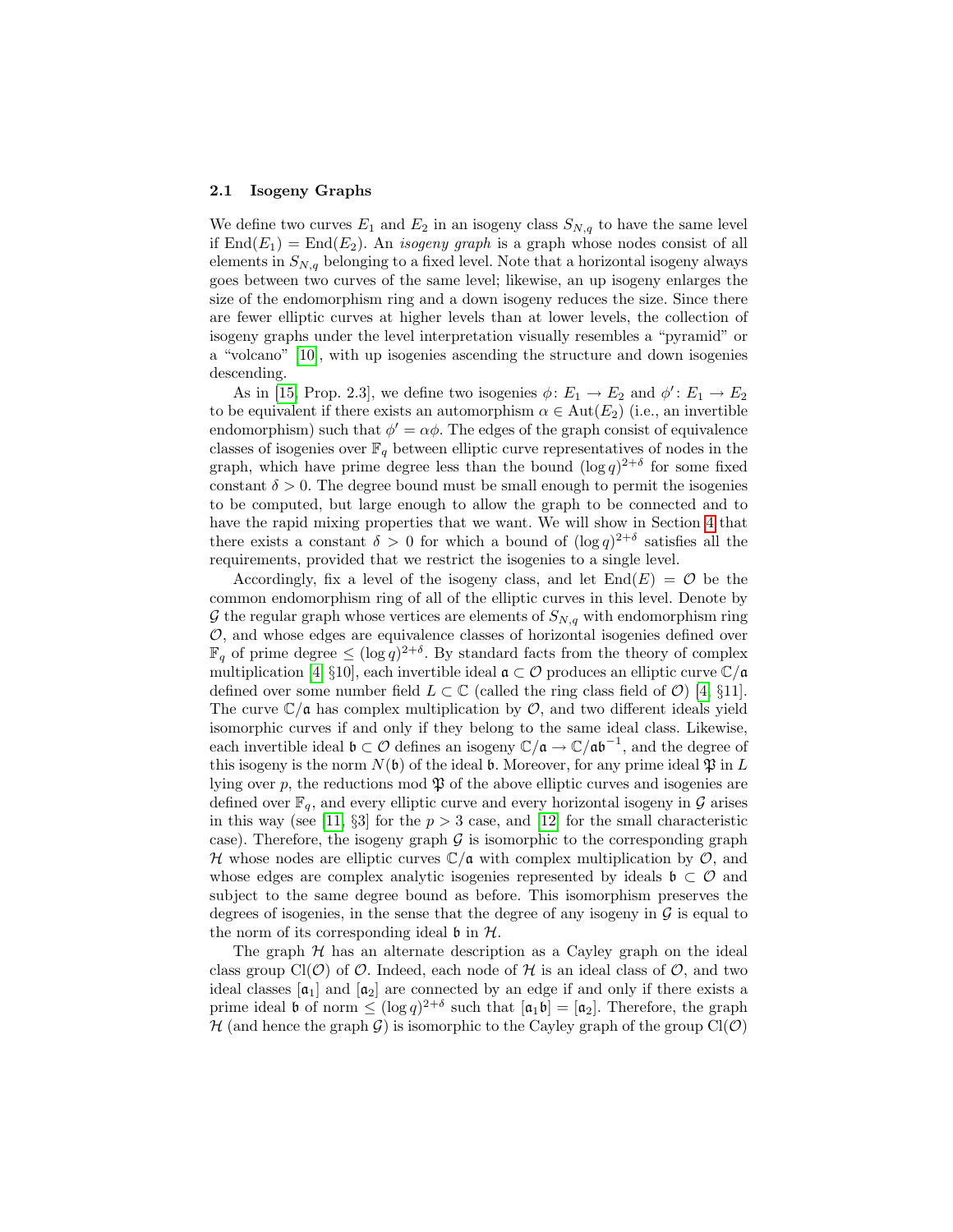### 2.1 Isogeny Graphs

We define two curves $E_1$ and $E_2$ in an isogeny class $S_{N,q}$ to have the same level if $\mathrm{End}(E_1) = \mathrm{End}(E_2)$. An *isogeny graph* is a graph whose nodes consist of all elements in $S_{N,q}$ belonging to a fixed level. Note that a horizontal isogeny always goes between two curves of the same level; likewise, an up isogeny enlarges the size of the endomorphism ring and a down isogeny reduces the size. Since there are fewer elliptic curves at higher levels than at lower levels, the collection of isogeny graphs under the level interpretation visually resembles a "pyramid" or a "volcano" [10], with up isogenies ascending the structure and down isogenies descending.

As in [15, Prop. 2.3], we define two isogenies $\phi\colon E_1 \to E_2$ and $\phi'\colon E_1 \to E_2$ to be equivalent if there exists an automorphism $\alpha \in \mathrm{Aut}(E_2)$ (i.e., an invertible endomorphism) such that $\phi' = \alpha\phi$. The edges of the graph consist of equivalence classes of isogenies over $\mathbb{F}_q$ between elliptic curve representatives of nodes in the graph, which have prime degree less than the bound $(\log q)^{2+\delta}$ for some fixed constant $\delta > 0$. The degree bound must be small enough to permit the isogenies to be computed, but large enough to allow the graph to be connected and to have the rapid mixing properties that we want. We will show in Section 4 that there exists a constant $\delta > 0$ for which a bound of $(\log q)^{2+\delta}$ satisfies all the requirements, provided that we restrict the isogenies to a single level.

Accordingly, fix a level of the isogeny class, and let $\mathrm{End}(E) = \mathcal{O}$ be the common endomorphism ring of all of the elliptic curves in this level. Denote by $\mathcal{G}$ the regular graph whose vertices are elements of $S_{N,q}$ with endomorphism ring $\mathcal{O}$, and whose edges are equivalence classes of horizontal isogenies defined over $\mathbb{F}_q$ of prime degree $\leq (\log q)^{2+\delta}$. By standard facts from the theory of complex multiplication [4, §10], each invertible ideal $\mathfrak{a} \subset \mathcal{O}$ produces an elliptic curve $\mathbb{C}/\mathfrak{a}$ defined over some number field $L \subset \mathbb{C}$ (called the ring class field of $\mathcal{O}$) [4, §11]. The curve $\mathbb{C}/\mathfrak{a}$ has complex multiplication by $\mathcal{O}$, and two different ideals yield isomorphic curves if and only if they belong to the same ideal class. Likewise, each invertible ideal $\mathfrak{b} \subset \mathcal{O}$ defines an isogeny $\mathbb{C}/\mathfrak{a} \to \mathbb{C}/\mathfrak{a}\mathfrak{b}^{-1}$, and the degree of this isogeny is the norm $N(\mathfrak{b})$ of the ideal $\mathfrak{b}$. Moreover, for any prime ideal $\mathfrak{P}$ in $L$ lying over $p$, the reductions mod $\mathfrak{P}$ of the above elliptic curves and isogenies are defined over $\mathbb{F}_q$, and every elliptic curve and every horizontal isogeny in $\mathcal{G}$ arises in this way (see [11, §3] for the $p > 3$ case, and [12] for the small characteristic case). Therefore, the isogeny graph $\mathcal{G}$ is isomorphic to the corresponding graph $\mathcal{H}$ whose nodes are elliptic curves $\mathbb{C}/\mathfrak{a}$ with complex multiplication by $\mathcal{O}$, and whose edges are complex analytic isogenies represented by ideals $\mathfrak{b} \subset \mathcal{O}$ and subject to the same degree bound as before. This isomorphism preserves the degrees of isogenies, in the sense that the degree of any isogeny in $\mathcal{G}$ is equal to the norm of its corresponding ideal $\mathfrak{b}$ in $\mathcal{H}$.

The graph $\mathcal{H}$ has an alternate description as a Cayley graph on the ideal class group $\mathrm{Cl}(\mathcal{O})$ of $\mathcal{O}$. Indeed, each node of $\mathcal{H}$ is an ideal class of $\mathcal{O}$, and two ideal classes $[\mathfrak{a}_1]$ and $[\mathfrak{a}_2]$ are connected by an edge if and only if there exists a prime ideal $\mathfrak{b}$ of norm $\leq (\log q)^{2+\delta}$ such that $[\mathfrak{a}_1\mathfrak{b}] = [\mathfrak{a}_2]$. Therefore, the graph $\mathcal{H}$ (and hence the graph $\mathcal{G}$) is isomorphic to the Cayley graph of the group $\mathrm{Cl}(\mathcal{O})$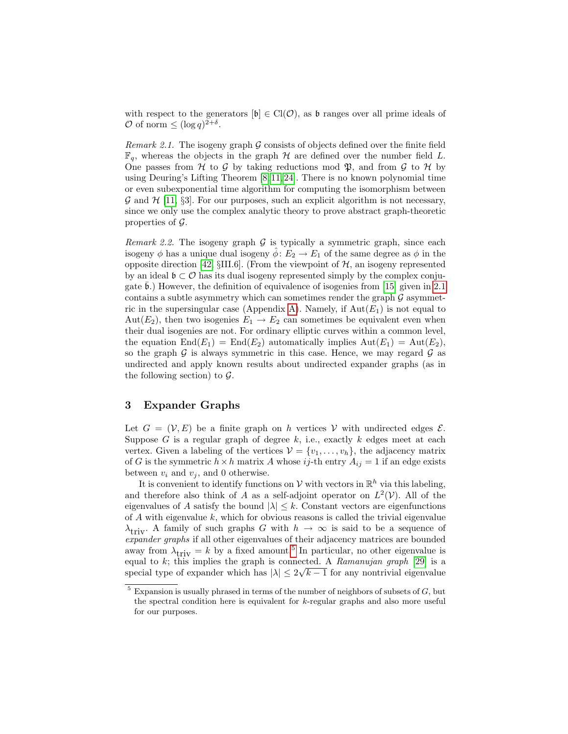with respect to the generators $[\mathfrak{b}] \in \mathrm{Cl}(\mathcal{O})$, as $\mathfrak{b}$ ranges over all prime ideals of $\mathcal{O}$ of norm $\leq (\log q)^{2+\delta}$.

*Remark 2.1.* The isogeny graph $\mathcal{G}$ consists of objects defined over the finite field $\mathbb{F}_q$, whereas the objects in the graph $\mathcal{H}$ are defined over the number field $L$. One passes from $\mathcal{H}$ to $\mathcal{G}$ by taking reductions mod $\mathfrak{P}$, and from $\mathcal{G}$ to $\mathcal{H}$ by using Deuring's Lifting Theorem [8, 11, 24]. There is no known polynomial time or even subexponential time algorithm for computing the isomorphism between $\mathcal{G}$ and $\mathcal{H}$ [11, §3]. For our purposes, such an explicit algorithm is not necessary, since we only use the complex analytic theory to prove abstract graph-theoretic properties of $\mathcal{G}$.

*Remark 2.2.* The isogeny graph $\mathcal{G}$ is typically a symmetric graph, since each isogeny $\phi$ has a unique dual isogeny $\hat{\phi}\colon E_2 \to E_1$ of the same degree as $\phi$ in the opposite direction [42, §III.6]. (From the viewpoint of $\mathcal{H}$, an isogeny represented by an ideal $\mathfrak{b} \subset \mathcal{O}$ has its dual isogeny represented simply by the complex conjugate $\bar{\mathfrak{b}}$.) However, the definition of equivalence of isogenies from [15] given in 2.1 contains a subtle asymmetry which can sometimes render the graph $\mathcal{G}$ asymmetric in the supersingular case (Appendix A). Namely, if $\mathrm{Aut}(E_1)$ is not equal to $\mathrm{Aut}(E_2)$, then two isogenies $E_1 \to E_2$ can sometimes be equivalent even when their dual isogenies are not. For ordinary elliptic curves within a common level, the equation $\mathrm{End}(E_1) = \mathrm{End}(E_2)$ automatically implies $\mathrm{Aut}(E_1) = \mathrm{Aut}(E_2)$, so the graph $\mathcal{G}$ is always symmetric in this case. Hence, we may regard $\mathcal{G}$ as undirected and apply known results about undirected expander graphs (as in the following section) to $\mathcal{G}$.

## 3 Expander Graphs

Let $G = (\mathcal{V}, E)$ be a finite graph on $h$ vertices $\mathcal{V}$ with undirected edges $\mathcal{E}$. Suppose $G$ is a regular graph of degree $k$, i.e., exactly $k$ edges meet at each vertex. Given a labeling of the vertices $\mathcal{V} = \{v_1, \ldots, v_h\}$, the adjacency matrix of $G$ is the symmetric $h \times h$ matrix $A$ whose $ij$-th entry $A_{ij} = 1$ if an edge exists between $v_i$ and $v_j$, and 0 otherwise.

It is convenient to identify functions on $\mathcal{V}$ with vectors in $\mathbb{R}^h$ via this labeling, and therefore also think of $A$ as a self-adjoint operator on $L^2(\mathcal{V})$. All of the eigenvalues of $A$ satisfy the bound $|\lambda| \leq k$. Constant vectors are eigenfunctions of $A$ with eigenvalue $k$, which for obvious reasons is called the trivial eigenvalue $\lambda_{\text{triv}}$. A family of such graphs $G$ with $h \to \infty$ is said to be a sequence of *expander graphs* if all other eigenvalues of their adjacency matrices are bounded away from $\lambda_{\text{triv}} = k$ by a fixed amount.[5] In particular, no other eigenvalue is equal to $k$; this implies the graph is connected. A *Ramanujan graph* [29] is a special type of expander which has $|\lambda| \leq 2\sqrt{k-1}$ for any nontrivial eigenvalue

[5] Expansion is usually phrased in terms of the number of neighbors of subsets of $G$, but the spectral condition here is equivalent for $k$-regular graphs and also more useful for our purposes.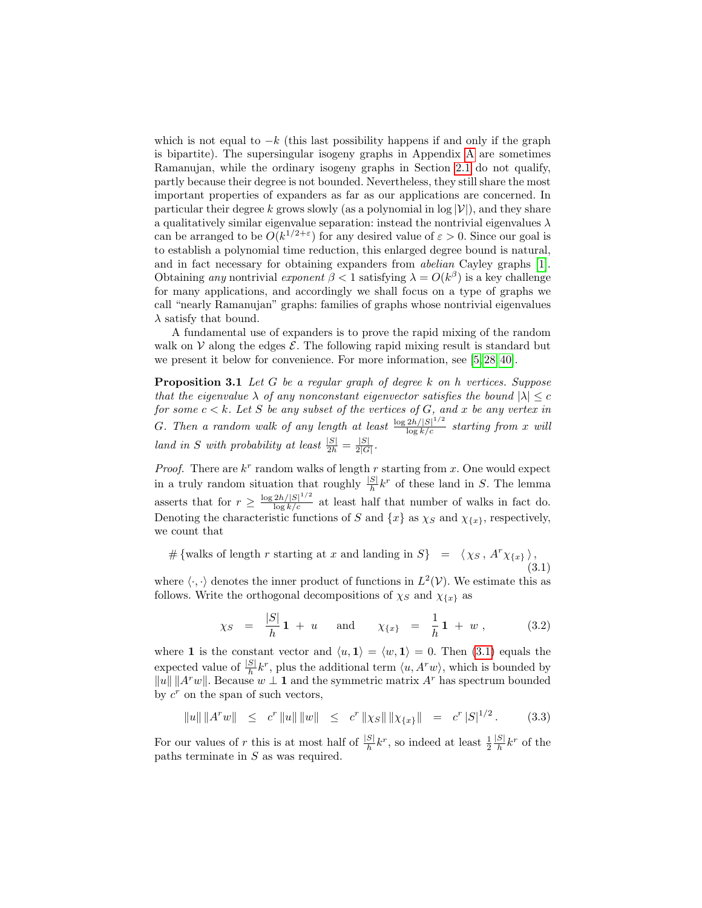which is not equal to $-k$ (this last possibility happens if and only if the graph is bipartite). The supersingular isogeny graphs in Appendix A are sometimes Ramanujan, while the ordinary isogeny graphs in Section 2.1 do not qualify, partly because their degree is not bounded. Nevertheless, they still share the most important properties of expanders as far as our applications are concerned. In particular their degree $k$ grows slowly (as a polynomial in $\log |\mathcal{V}|$), and they share a qualitatively similar eigenvalue separation: instead the nontrivial eigenvalues $\lambda$ can be arranged to be $O(k^{1/2+\varepsilon})$ for any desired value of $\varepsilon > 0$. Since our goal is to establish a polynomial time reduction, this enlarged degree bound is natural, and in fact necessary for obtaining expanders from *abelian* Cayley graphs [1]. Obtaining *any* nontrivial *exponent* $\beta < 1$ satisfying $\lambda = O(k^{\beta})$ is a key challenge for many applications, and accordingly we shall focus on a type of graphs we call "nearly Ramanujan" graphs: families of graphs whose nontrivial eigenvalues $\lambda$ satisfy that bound.

A fundamental use of expanders is to prove the rapid mixing of the random walk on $\mathcal{V}$ along the edges $\mathcal{E}$. The following rapid mixing result is standard but we present it below for convenience. For more information, see [5,28,40].

**Proposition 3.1** *Let $G$ be a regular graph of degree $k$ on $h$ vertices. Suppose that the eigenvalue $\lambda$ of any nonconstant eigenvector satisfies the bound $|\lambda| \le c$ for some $c < k$. Let $S$ be any subset of the vertices of $G$, and $x$ be any vertex in $G$. Then a random walk of any length at least $\frac{\log 2h/|S|^{1/2}}{\log k/c}$ starting from $x$ will land in $S$ with probability at least $\frac{|S|}{2h} = \frac{|S|}{2|G|}$.*

*Proof.* There are $k^r$ random walks of length $r$ starting from $x$. One would expect in a truly random situation that roughly $\frac{|S|}{h}k^r$ of these land in $S$. The lemma asserts that for $r \ge \frac{\log 2h/|S|^{1/2}}{\log k/c}$ at least half that number of walks in fact do. Denoting the characteristic functions of $S$ and $\{x\}$ as $\chi_S$ and $\chi_{\{x\}}$, respectively, we count that

$$\#\{\text{walks of length } r \text{ starting at } x \text{ and landing in } S\} \;=\; \langle\, \chi_S \,,\, A^r \chi_{\{x\}} \,\rangle\,, \tag{3.1}$$

where $\langle \cdot, \cdot \rangle$ denotes the inner product of functions in $L^2(\mathcal{V})$. We estimate this as follows. Write the orthogonal decompositions of $\chi_S$ and $\chi_{\{x\}}$ as

$$\chi_S \;=\; \frac{|S|}{h}\mathbf{1} \;+\; u \qquad \text{and} \qquad \chi_{\{x\}} \;=\; \frac{1}{h}\mathbf{1} \;+\; w\,, \tag{3.2}$$

where $\mathbf{1}$ is the constant vector and $\langle u, \mathbf{1}\rangle = \langle w, \mathbf{1}\rangle = 0$. Then (3.1) equals the expected value of $\frac{|S|}{h}k^r$, plus the additional term $\langle u, A^r w\rangle$, which is bounded by $\|u\|\,\|A^r w\|$. Because $w \perp \mathbf{1}$ and the symmetric matrix $A^r$ has spectrum bounded by $c^r$ on the span of such vectors,

$$\|u\|\,\|A^r w\| \;\le\; c^r\,\|u\|\,\|w\| \;\le\; c^r\,\|\chi_S\|\,\|\chi_{\{x\}}\| \;=\; c^r\,|S|^{1/2}\,. \tag{3.3}$$

For our values of $r$ this is at most half of $\frac{|S|}{h}k^r$, so indeed at least $\frac{1}{2}\frac{|S|}{h}k^r$ of the paths terminate in $S$ as was required.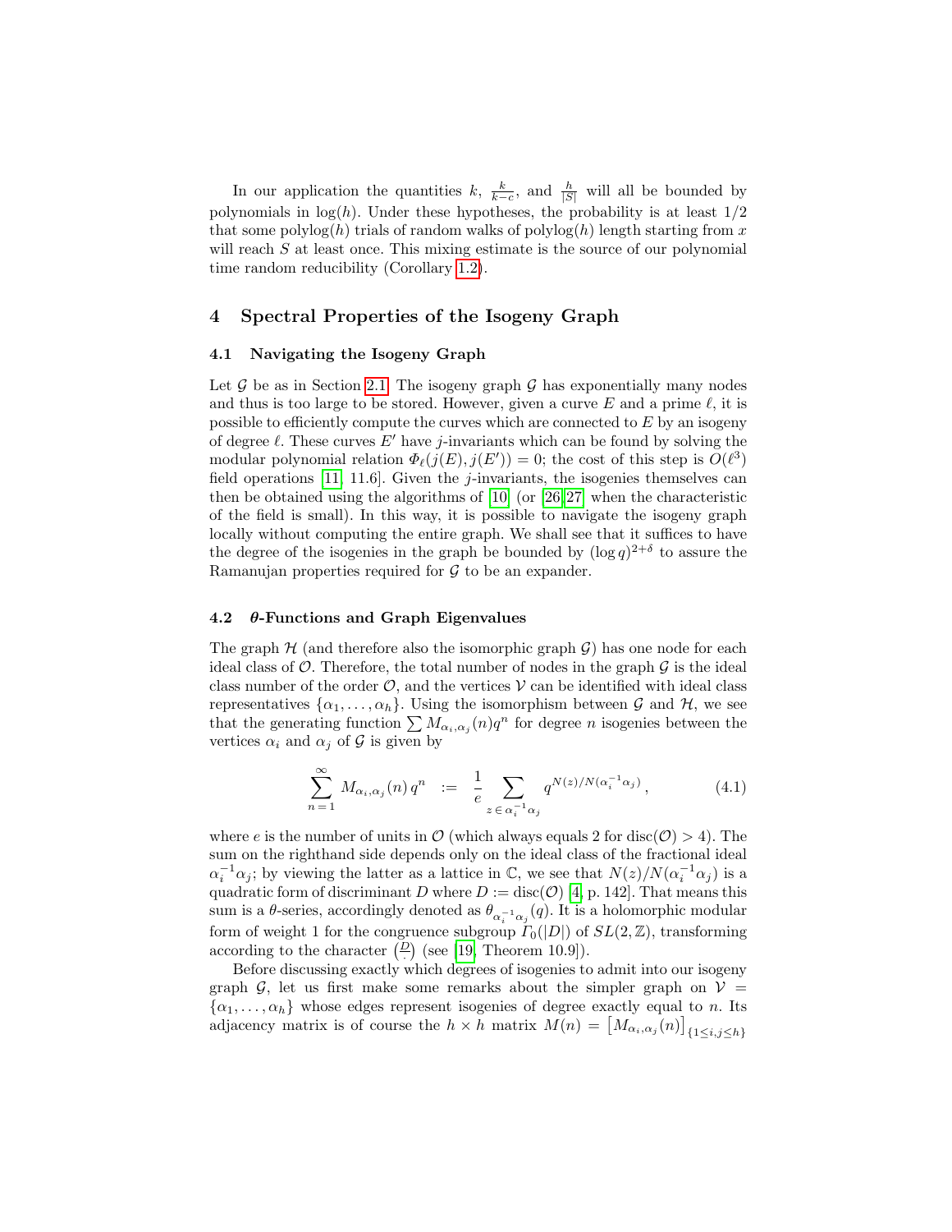In our application the quantities $k$, $\frac{k}{k-c}$, and $\frac{h}{|S|}$ will all be bounded by polynomials in $\log(h)$. Under these hypotheses, the probability is at least $1/2$ that some $\text{polylog}(h)$ trials of random walks of $\text{polylog}(h)$ length starting from $x$ will reach $S$ at least once. This mixing estimate is the source of our polynomial time random reducibility (Corollary 1.2).

## 4 Spectral Properties of the Isogeny Graph

### 4.1 Navigating the Isogeny Graph

Let $\mathcal{G}$ be as in Section 2.1. The isogeny graph $\mathcal{G}$ has exponentially many nodes and thus is too large to be stored. However, given a curve $E$ and a prime $\ell$, it is possible to efficiently compute the curves which are connected to $E$ by an isogeny of degree $\ell$. These curves $E'$ have $j$-invariants which can be found by solving the modular polynomial relation $\Phi_\ell(j(E), j(E')) = 0$; the cost of this step is $O(\ell^3)$ field operations [11, 11.6]. Given the $j$-invariants, the isogenies themselves can then be obtained using the algorithms of [10] (or [26,27] when the characteristic of the field is small). In this way, it is possible to navigate the isogeny graph locally without computing the entire graph. We shall see that it suffices to have the degree of the isogenies in the graph be bounded by $(\log q)^{2+\delta}$ to assure the Ramanujan properties required for $\mathcal{G}$ to be an expander.

### 4.2 $\theta$-Functions and Graph Eigenvalues

The graph $\mathcal{H}$ (and therefore also the isomorphic graph $\mathcal{G}$) has one node for each ideal class of $\mathcal{O}$. Therefore, the total number of nodes in the graph $\mathcal{G}$ is the ideal class number of the order $\mathcal{O}$, and the vertices $\mathcal{V}$ can be identified with ideal class representatives $\{\alpha_1, \ldots, \alpha_h\}$. Using the isomorphism between $\mathcal{G}$ and $\mathcal{H}$, we see that the generating function $\sum M_{\alpha_i,\alpha_j}(n) q^n$ for degree $n$ isogenies between the vertices $\alpha_i$ and $\alpha_j$ of $\mathcal{G}$ is given by

$$\sum_{n=1}^{\infty} M_{\alpha_i,\alpha_j}(n)\, q^n \quad := \quad \frac{1}{e} \sum_{z \,\in\, \alpha_i^{-1}\alpha_j} q^{N(z)/N(\alpha_i^{-1}\alpha_j)}\,, \tag{4.1}$$

where $e$ is the number of units in $\mathcal{O}$ (which always equals 2 for $\text{disc}(\mathcal{O}) > 4$). The sum on the righthand side depends only on the ideal class of the fractional ideal $\alpha_i^{-1}\alpha_j$; by viewing the latter as a lattice in $\mathbb{C}$, we see that $N(z)/N(\alpha_i^{-1}\alpha_j)$ is a quadratic form of discriminant $D$ where $D := \text{disc}(\mathcal{O})$ [4, p. 142]. That means this sum is a $\theta$-series, accordingly denoted as $\theta_{\alpha_i^{-1}\alpha_j}(q)$. It is a holomorphic modular form of weight 1 for the congruence subgroup $\Gamma_0(|D|)$ of $SL(2,\mathbb{Z})$, transforming according to the character $\left(\frac{D}{\cdot}\right)$ (see [19, Theorem 10.9]).

Before discussing exactly which degrees of isogenies to admit into our isogeny graph $\mathcal{G}$, let us first make some remarks about the simpler graph on $\mathcal{V} = \{\alpha_1, \ldots, \alpha_h\}$ whose edges represent isogenies of degree exactly equal to $n$. Its adjacency matrix is of course the $h \times h$ matrix $M(n) = \left[M_{\alpha_i,\alpha_j}(n)\right]_{\{1 \le i,j \le h\}}$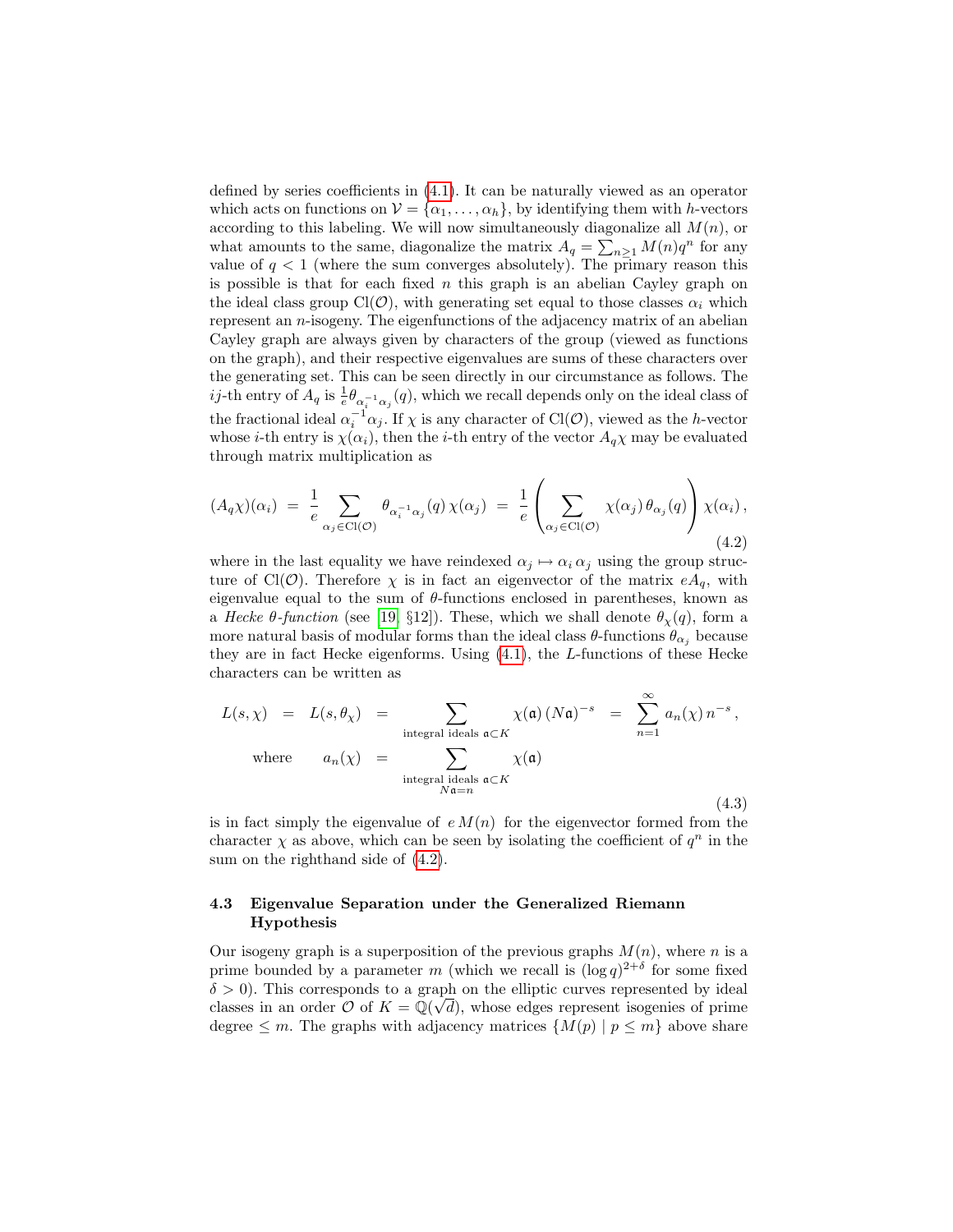defined by series coefficients in (4.1). It can be naturally viewed as an operator which acts on functions on $\mathcal{V} = \{\alpha_1, \ldots, \alpha_h\}$, by identifying them with $h$-vectors according to this labeling. We will now simultaneously diagonalize all $M(n)$, or what amounts to the same, diagonalize the matrix $A_q = \sum_{n\geq 1} M(n) q^n$ for any value of $q < 1$ (where the sum converges absolutely). The primary reason this is possible is that for each fixed $n$ this graph is an abelian Cayley graph on the ideal class group $\mathrm{Cl}(\mathcal{O})$, with generating set equal to those classes $\alpha_i$ which represent an $n$-isogeny. The eigenfunctions of the adjacency matrix of an abelian Cayley graph are always given by characters of the group (viewed as functions on the graph), and their respective eigenvalues are sums of these characters over the generating set. This can be seen directly in our circumstance as follows. The $ij$-th entry of $A_q$ is $\frac{1}{e}\theta_{\alpha_i^{-1}\alpha_j}(q)$, which we recall depends only on the ideal class of the fractional ideal $\alpha_i^{-1}\alpha_j$. If $\chi$ is any character of $\mathrm{Cl}(\mathcal{O})$, viewed as the $h$-vector whose $i$-th entry is $\chi(\alpha_i)$, then the $i$-th entry of the vector $A_q\chi$ may be evaluated through matrix multiplication as

$$(A_q\chi)(\alpha_i) \;=\; \frac{1}{e}\sum_{\alpha_j\in\mathrm{Cl}(\mathcal{O})} \theta_{\alpha_i^{-1}\alpha_j}(q)\,\chi(\alpha_j) \;=\; \frac{1}{e}\left(\sum_{\alpha_j\in\mathrm{Cl}(\mathcal{O})} \chi(\alpha_j)\,\theta_{\alpha_j}(q)\right)\chi(\alpha_i)\,, \tag{4.2}$$

where in the last equality we have reindexed $\alpha_j \mapsto \alpha_i\,\alpha_j$ using the group structure of $\mathrm{Cl}(\mathcal{O})$. Therefore $\chi$ is in fact an eigenvector of the matrix $eA_q$, with eigenvalue equal to the sum of $\theta$-functions enclosed in parentheses, known as a *Hecke $\theta$-function* (see [19, §12]). These, which we shall denote $\theta_\chi(q)$, form a more natural basis of modular forms than the ideal class $\theta$-functions $\theta_{\alpha_j}$ because they are in fact Hecke eigenforms. Using (4.1), the $L$-functions of these Hecke characters can be written as

$$\begin{aligned}
L(s,\chi) \;&=\; L(s,\theta_\chi) \;=\; \sum_{\text{integral ideals } \mathfrak{a}\subset K} \chi(\mathfrak{a})\,(N\mathfrak{a})^{-s} \;=\; \sum_{n=1}^{\infty} a_n(\chi)\,n^{-s}\,, \\
\text{where} \qquad a_n(\chi) \;&=\; \sum_{\substack{\text{integral ideals } \mathfrak{a}\subset K \\ N\mathfrak{a}=n}} \chi(\mathfrak{a})
\end{aligned} \tag{4.3}$$

is in fact simply the eigenvalue of $e\,M(n)$ for the eigenvector formed from the character $\chi$ as above, which can be seen by isolating the coefficient of $q^n$ in the sum on the righthand side of (4.2).

### 4.3 Eigenvalue Separation under the Generalized Riemann Hypothesis

Our isogeny graph is a superposition of the previous graphs $M(n)$, where $n$ is a prime bounded by a parameter $m$ (which we recall is $(\log q)^{2+\delta}$ for some fixed $\delta > 0$). This corresponds to a graph on the elliptic curves represented by ideal classes in an order $\mathcal{O}$ of $K = \mathbb{Q}(\sqrt{d})$, whose edges represent isogenies of prime degree $\leq m$. The graphs with adjacency matrices $\{M(p) \mid p \leq m\}$ above share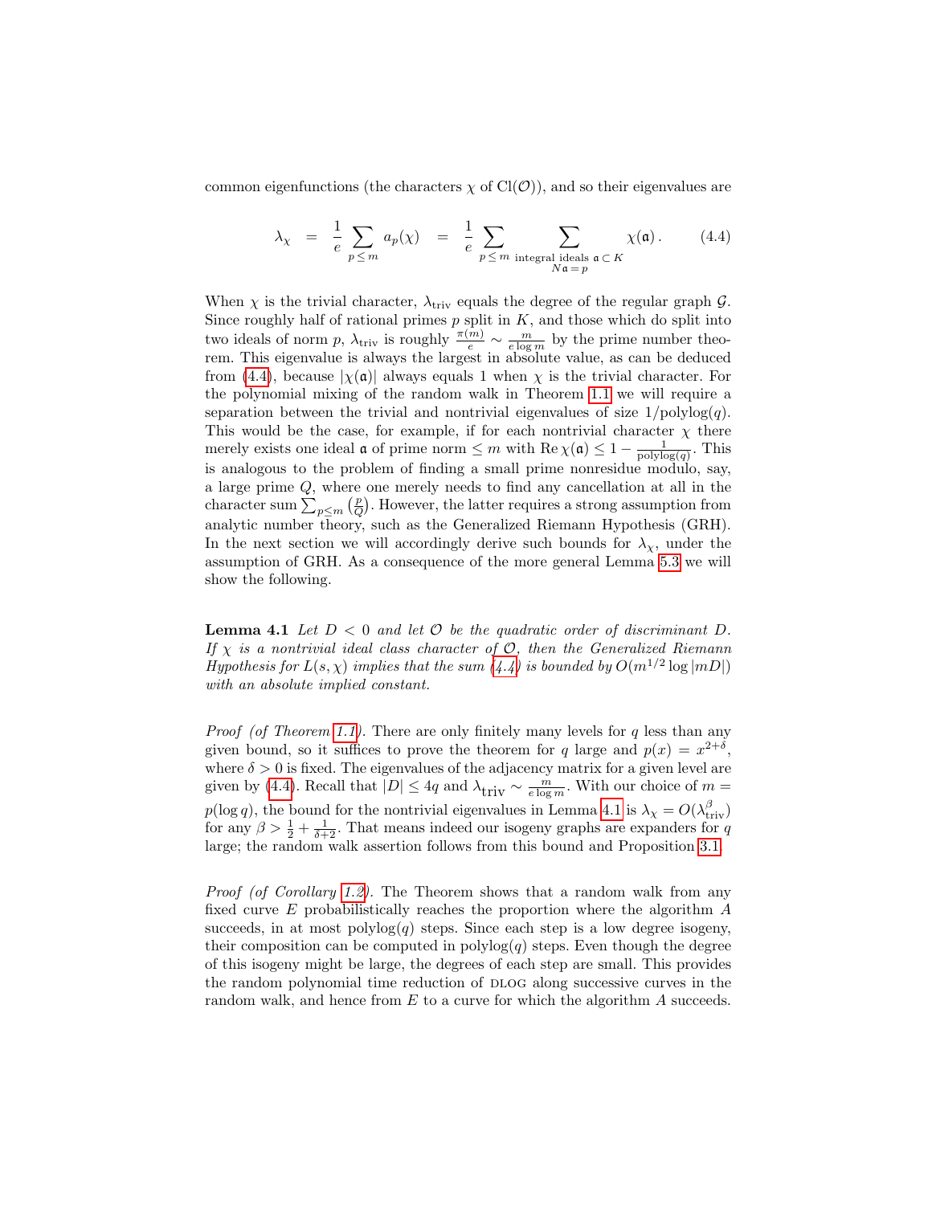common eigenfunctions (the characters $\chi$ of $\mathrm{Cl}(\mathcal{O})$), and so their eigenvalues are

$$\lambda_\chi \;=\; \frac{1}{e}\sum_{p\le m} a_p(\chi) \;=\; \frac{1}{e}\sum_{p\le m}\;\sum_{\substack{\text{integral ideals } \mathfrak{a}\subset K\\ N\mathfrak{a}=p}} \chi(\mathfrak{a})\,. \qquad (4.4)$$

When $\chi$ is the trivial character, $\lambda_{\text{triv}}$ equals the degree of the regular graph $\mathcal{G}$. Since roughly half of rational primes $p$ split in $K$, and those which do split into two ideals of norm $p$, $\lambda_{\text{triv}}$ is roughly $\frac{\pi(m)}{e} \sim \frac{m}{e\log m}$ by the prime number theorem. This eigenvalue is always the largest in absolute value, as can be deduced from (4.4), because $|\chi(\mathfrak{a})|$ always equals 1 when $\chi$ is the trivial character. For the polynomial mixing of the random walk in Theorem 1.1 we will require a separation between the trivial and nontrivial eigenvalues of size $1/\text{polylog}(q)$. This would be the case, for example, if for each nontrivial character $\chi$ there merely exists one ideal $\mathfrak{a}$ of prime norm $\le m$ with $\operatorname{Re}\chi(\mathfrak{a}) \le 1 - \frac{1}{\text{polylog}(q)}$. This is analogous to the problem of finding a small prime nonresidue modulo, say, a large prime $Q$, where one merely needs to find any cancellation at all in the character sum $\sum_{p\le m}\left(\frac{p}{Q}\right)$. However, the latter requires a strong assumption from analytic number theory, such as the Generalized Riemann Hypothesis (GRH). In the next section we will accordingly derive such bounds for $\lambda_\chi$, under the assumption of GRH. As a consequence of the more general Lemma 5.3 we will show the following.

**Lemma 4.1** *Let $D < 0$ and let $\mathcal{O}$ be the quadratic order of discriminant $D$. If $\chi$ is a nontrivial ideal class character of $\mathcal{O}$, then the Generalized Riemann Hypothesis for $L(s,\chi)$ implies that the sum (4.4) is bounded by $O(m^{1/2}\log|mD|)$ with an absolute implied constant.*

*Proof (of Theorem 1.1).* There are only finitely many levels for $q$ less than any given bound, so it suffices to prove the theorem for $q$ large and $p(x) = x^{2+\delta}$, where $\delta > 0$ is fixed. The eigenvalues of the adjacency matrix for a given level are given by (4.4). Recall that $|D| \le 4q$ and $\lambda_{\text{triv}} \sim \frac{m}{e\log m}$. With our choice of $m = p(\log q)$, the bound for the nontrivial eigenvalues in Lemma 4.1 is $\lambda_\chi = O(\lambda_{\text{triv}}^{\beta})$ for any $\beta > \frac{1}{2} + \frac{1}{\delta+2}$. That means indeed our isogeny graphs are expanders for $q$ large; the random walk assertion follows from this bound and Proposition 3.1.

*Proof (of Corollary 1.2).* The Theorem shows that a random walk from any fixed curve $E$ probabilistically reaches the proportion where the algorithm $A$ succeeds, in at most $\text{polylog}(q)$ steps. Since each step is a low degree isogeny, their composition can be computed in $\text{polylog}(q)$ steps. Even though the degree of this isogeny might be large, the degrees of each step are small. This provides the random polynomial time reduction of DLOG along successive curves in the random walk, and hence from $E$ to a curve for which the algorithm $A$ succeeds.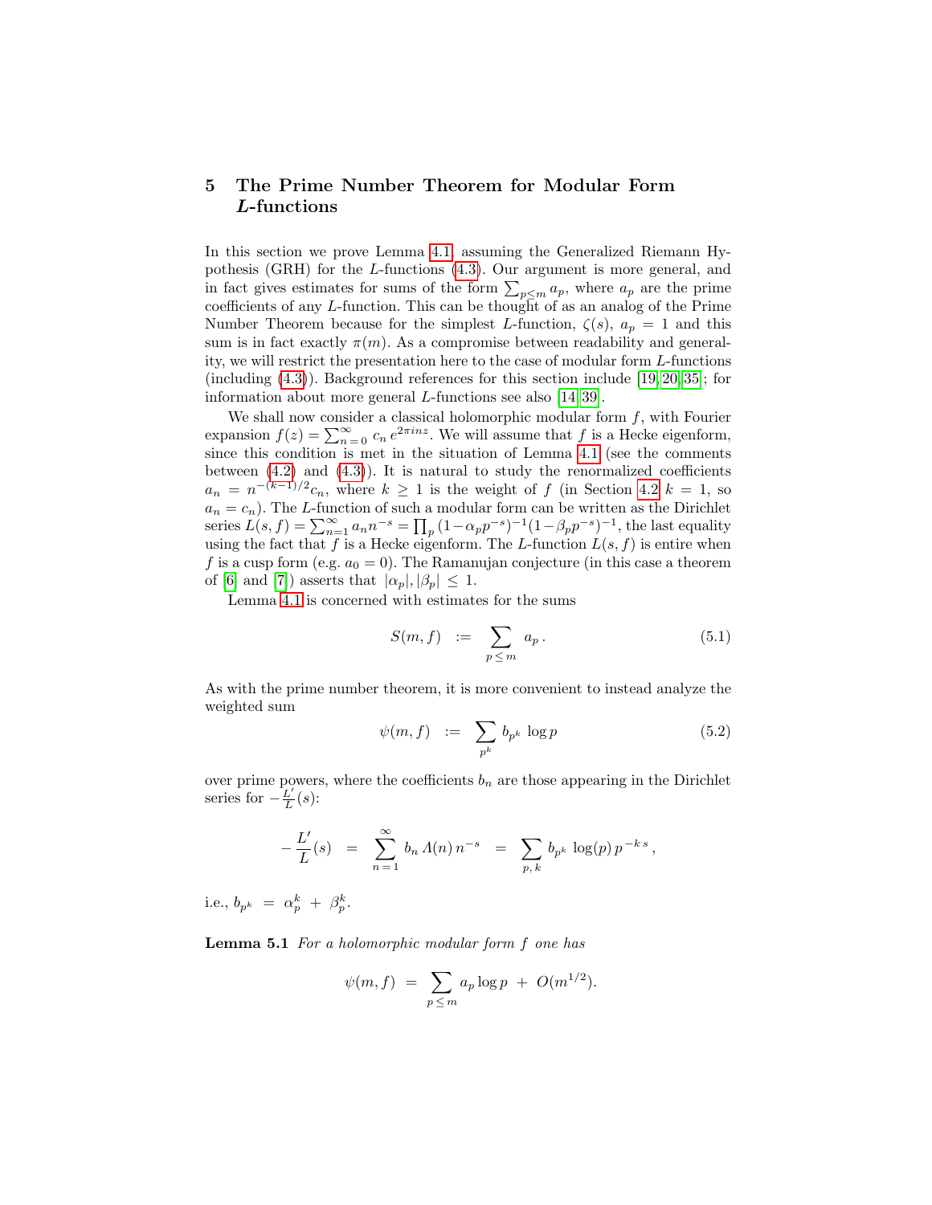## 5 The Prime Number Theorem for Modular Form $L$-functions

In this section we prove Lemma 4.1, assuming the Generalized Riemann Hypothesis (GRH) for the $L$-functions (4.3). Our argument is more general, and in fact gives estimates for sums of the form $\sum_{p \leq m} a_p$, where $a_p$ are the prime coefficients of any $L$-function. This can be thought of as an analog of the Prime Number Theorem because for the simplest $L$-function, $\zeta(s)$, $a_p = 1$ and this sum is in fact exactly $\pi(m)$. As a compromise between readability and generality, we will restrict the presentation here to the case of modular form $L$-functions (including (4.3)). Background references for this section include [19, 20, 35]; for information about more general $L$-functions see also [14, 39].

We shall now consider a classical holomorphic modular form $f$, with Fourier expansion $f(z) = \sum_{n=0}^{\infty} c_n \, e^{2\pi i n z}$. We will assume that $f$ is a Hecke eigenform, since this condition is met in the situation of Lemma 4.1 (see the comments between (4.2) and (4.3)). It is natural to study the renormalized coefficients $a_n = n^{-(k-1)/2} c_n$, where $k \geq 1$ is the weight of $f$ (in Section 4.2 $k = 1$, so $a_n = c_n$). The $L$-function of such a modular form can be written as the Dirichlet series $L(s,f) = \sum_{n=1}^{\infty} a_n n^{-s} = \prod_p (1 - \alpha_p p^{-s})^{-1}(1 - \beta_p p^{-s})^{-1}$, the last equality using the fact that $f$ is a Hecke eigenform. The $L$-function $L(s,f)$ is entire when $f$ is a cusp form (e.g. $a_0 = 0$). The Ramanujan conjecture (in this case a theorem of [6] and [7]) asserts that $|\alpha_p|, |\beta_p| \leq 1$.

Lemma 4.1 is concerned with estimates for the sums

$$S(m,f) \;\; := \;\; \sum_{p \, \leq \, m} a_p \, . \tag{5.1}$$

As with the prime number theorem, it is more convenient to instead analyze the weighted sum

$$\psi(m,f) \;\; := \;\; \sum_{p^k} b_{p^k} \, \log p \tag{5.2}$$

over prime powers, where the coefficients $b_n$ are those appearing in the Dirichlet series for $-\frac{L'}{L}(s)$:

$$-\frac{L'}{L}(s) \;\; = \;\; \sum_{n=1}^{\infty} b_n \, \Lambda(n) \, n^{-s} \;\; = \;\; \sum_{p, \, k} b_{p^k} \, \log(p) \, p^{-k\,s} \, ,$$

i.e., $b_{p^k} \; = \; \alpha_p^k \; + \; \beta_p^k$.

**Lemma 5.1** *For a holomorphic modular form $f$ one has*

$$\psi(m,f) \;\; = \;\; \sum_{p \, \leq \, m} a_p \log p \;\; + \;\; O(m^{1/2}).$$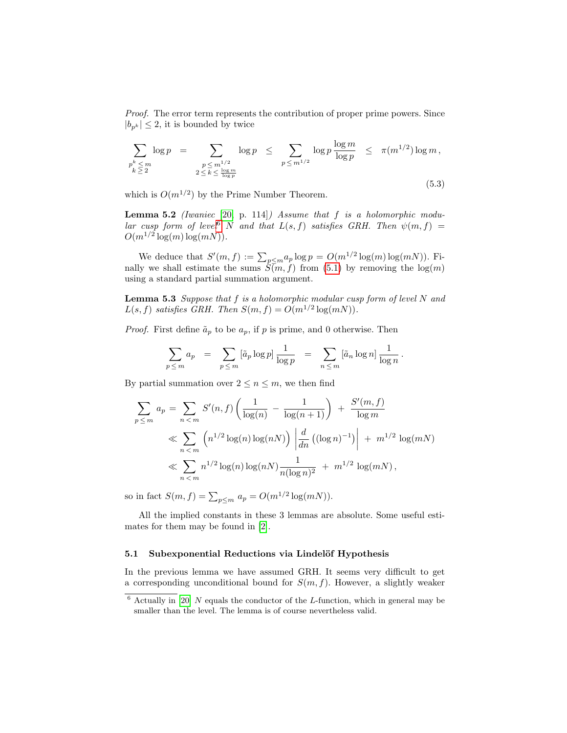*Proof.* The error term represents the contribution of proper prime powers. Since $|b_{p^k}| \le 2$, it is bounded by twice

$$\sum_{\substack{p^k \le m \\ k \ge 2}} \log p \;\; = \;\; \sum_{\substack{p \le m^{1/2} \\ 2 \le k \le \frac{\log m}{\log p}}} \log p \;\; \le \;\; \sum_{p \le m^{1/2}} \log p \, \frac{\log m}{\log p} \;\; \le \;\; \pi(m^{1/2}) \log m \,, \tag{5.3}$$

which is $O(m^{1/2})$ by the Prime Number Theorem.

**Lemma 5.2** *(Iwaniec [20, p. 114]) Assume that $f$ is a holomorphic modular cusp form of level*[6] *$N$ and that $L(s, f)$ satisfies GRH. Then $\psi(m, f) = O(m^{1/2} \log(m) \log(mN))$.*

We deduce that $S'(m, f) := \sum_{p \le m} a_p \log p = O(m^{1/2} \log(m) \log(mN))$. Finally we shall estimate the sums $S(m, f)$ from (5.1) by removing the $\log(m)$ using a standard partial summation argument.

**Lemma 5.3** *Suppose that $f$ is a holomorphic modular cusp form of level $N$ and $L(s, f)$ satisfies GRH. Then $S(m, f) = O(m^{1/2} \log(mN))$.*

*Proof.* First define $\tilde{a}_p$ to be $a_p$, if $p$ is prime, and 0 otherwise. Then

$$\sum_{p \le m} a_p \;\; = \;\; \sum_{p \le m} [\tilde{a}_p \log p] \, \frac{1}{\log p} \;\; = \;\; \sum_{n \le m} [\tilde{a}_n \log n] \, \frac{1}{\log n} \,.$$

By partial summation over $2 \le n \le m$, we then find

$$\begin{aligned}
\sum_{p \le m} a_p &= \sum_{n < m} S'(n, f) \left( \frac{1}{\log(n)} - \frac{1}{\log(n+1)} \right) + \frac{S'(m, f)}{\log m} \\
&\ll \sum_{n < m} \left( n^{1/2} \log(n) \log(nN) \right) \left| \frac{d}{dn} \left( (\log n)^{-1} \right) \right| + m^{1/2} \log(mN) \\
&\ll \sum_{n < m} n^{1/2} \log(n) \log(nN) \frac{1}{n (\log n)^2} + m^{1/2} \log(mN) \,,
\end{aligned}$$

so in fact $S(m, f) = \sum_{p \le m} a_p = O(m^{1/2} \log(mN))$.

All the implied constants in these 3 lemmas are absolute. Some useful estimates for them may be found in [2].

### 5.1 Subexponential Reductions via Lindelöf Hypothesis

In the previous lemma we have assumed GRH. It seems very difficult to get a corresponding unconditional bound for $S(m, f)$. However, a slightly weaker

[6] Actually in [20] $N$ equals the conductor of the $L$-function, which in general may be smaller than the level. The lemma is of course nevertheless valid.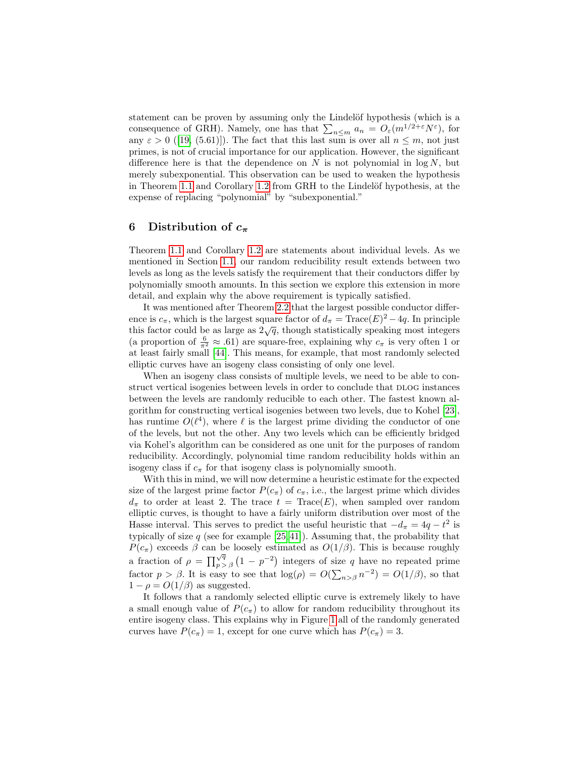statement can be proven by assuming only the Lindelöf hypothesis (which is a consequence of GRH). Namely, one has that $\sum_{n \leq m} a_n = O_\varepsilon(m^{1/2+\varepsilon} N^\varepsilon)$, for any $\varepsilon > 0$ ([19, (5.61)]). The fact that this last sum is over all $n \leq m$, not just primes, is not of crucial importance for our application. However, the significant difference here is that the dependence on $N$ is not polynomial in $\log N$, but merely subexponential. This observation can be used to weaken the hypothesis in Theorem 1.1 and Corollary 1.2 from GRH to the Lindelöf hypothesis, at the expense of replacing "polynomial" by "subexponential."

## 6 Distribution of $c_\pi$

Theorem 1.1 and Corollary 1.2 are statements about individual levels. As we mentioned in Section 1.1, our random reducibility result extends between two levels as long as the levels satisfy the requirement that their conductors differ by polynomially smooth amounts. In this section we explore this extension in more detail, and explain why the above requirement is typically satisfied.

It was mentioned after Theorem 2.2 that the largest possible conductor difference is $c_\pi$, which is the largest square factor of $d_\pi = \mathrm{Trace}(E)^2 - 4q$. In principle this factor could be as large as $2\sqrt{q}$, though statistically speaking most integers (a proportion of $\frac{6}{\pi^2} \approx .61$) are square-free, explaining why $c_\pi$ is very often 1 or at least fairly small [44]. This means, for example, that most randomly selected elliptic curves have an isogeny class consisting of only one level.

When an isogeny class consists of multiple levels, we need to be able to construct vertical isogenies between levels in order to conclude that DLOG instances between the levels are randomly reducible to each other. The fastest known algorithm for constructing vertical isogenies between two levels, due to Kohel [23], has runtime $O(\ell^4)$, where $\ell$ is the largest prime dividing the conductor of one of the levels, but not the other. Any two levels which can be efficiently bridged via Kohel's algorithm can be considered as one unit for the purposes of random reducibility. Accordingly, polynomial time random reducibility holds within an isogeny class if $c_\pi$ for that isogeny class is polynomially smooth.

With this in mind, we will now determine a heuristic estimate for the expected size of the largest prime factor $P(c_\pi)$ of $c_\pi$, i.e., the largest prime which divides $d_\pi$ to order at least 2. The trace $t = \mathrm{Trace}(E)$, when sampled over random elliptic curves, is thought to have a fairly uniform distribution over most of the Hasse interval. This serves to predict the useful heuristic that $-d_\pi = 4q - t^2$ is typically of size $q$ (see for example [25, 41]). Assuming that, the probability that $P(c_\pi)$ exceeds $\beta$ can be loosely estimated as $O(1/\beta)$. This is because roughly a fraction of $\rho = \prod_{p>\beta}^{\sqrt{q}} \left(1 - p^{-2}\right)$ integers of size $q$ have no repeated prime factor $p > \beta$. It is easy to see that $\log(\rho) = O(\sum_{n>\beta} n^{-2}) = O(1/\beta)$, so that $1 - \rho = O(1/\beta)$ as suggested.

It follows that a randomly selected elliptic curve is extremely likely to have a small enough value of $P(c_\pi)$ to allow for random reducibility throughout its entire isogeny class. This explains why in Figure 1 all of the randomly generated curves have $P(c_\pi) = 1$, except for one curve which has $P(c_\pi) = 3$.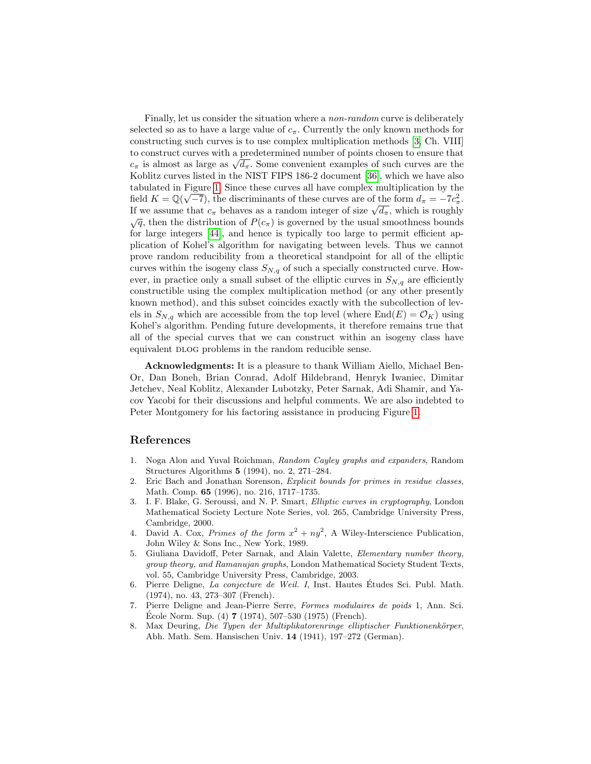Finally, let us consider the situation where a *non-random* curve is deliberately selected so as to have a large value of $c_\pi$. Currently the only known methods for constructing such curves is to use complex multiplication methods [3, Ch. VIII] to construct curves with a predetermined number of points chosen to ensure that $c_\pi$ is almost as large as $\sqrt{d_\pi}$. Some convenient examples of such curves are the Koblitz curves listed in the NIST FIPS 186-2 document [36], which we have also tabulated in Figure 1. Since these curves all have complex multiplication by the field $K = \mathbb{Q}(\sqrt{-7})$, the discriminants of these curves are of the form $d_\pi = -7c_\pi^2$. If we assume that $c_\pi$ behaves as a random integer of size $\sqrt{d_\pi}$, which is roughly $\sqrt{q}$, then the distribution of $P(c_\pi)$ is governed by the usual smoothness bounds for large integers [44], and hence is typically too large to permit efficient application of Kohel's algorithm for navigating between levels. Thus we cannot prove random reducibility from a theoretical standpoint for all of the elliptic curves within the isogeny class $S_{N,q}$ of such a specially constructed curve. However, in practice only a small subset of the elliptic curves in $S_{N,q}$ are efficiently constructible using the complex multiplication method (or any other presently known method), and this subset coincides exactly with the subcollection of levels in $S_{N,q}$ which are accessible from the top level (where $\mathrm{End}(E) = \mathcal{O}_K$) using Kohel's algorithm. Pending future developments, it therefore remains true that all of the special curves that we can construct within an isogeny class have equivalent DLOG problems in the random reducible sense.

**Acknowledgments:** It is a pleasure to thank William Aiello, Michael Ben-Or, Dan Boneh, Brian Conrad, Adolf Hildebrand, Henryk Iwaniec, Dimitar Jetchev, Neal Koblitz, Alexander Lubotzky, Peter Sarnak, Adi Shamir, and Yacov Yacobi for their discussions and helpful comments. We are also indebted to Peter Montgomery for his factoring assistance in producing Figure 1.

## References

1. Noga Alon and Yuval Roichman, *Random Cayley graphs and expanders*, Random Structures Algorithms **5** (1994), no. 2, 271–284.
2. Eric Bach and Jonathan Sorenson, *Explicit bounds for primes in residue classes*, Math. Comp. **65** (1996), no. 216, 1717–1735.
3. I. F. Blake, G. Seroussi, and N. P. Smart, *Elliptic curves in cryptography*, London Mathematical Society Lecture Note Series, vol. 265, Cambridge University Press, Cambridge, 2000.
4. David A. Cox, *Primes of the form $x^2 + ny^2$*, A Wiley-Interscience Publication, John Wiley & Sons Inc., New York, 1989.
5. Giuliana Davidoff, Peter Sarnak, and Alain Valette, *Elementary number theory, group theory, and Ramanujan graphs*, London Mathematical Society Student Texts, vol. 55, Cambridge University Press, Cambridge, 2003.
6. Pierre Deligne, *La conjecture de Weil. I*, Inst. Hautes Études Sci. Publ. Math. (1974), no. 43, 273–307 (French).
7. Pierre Deligne and Jean-Pierre Serre, *Formes modulaires de poids 1*, Ann. Sci. École Norm. Sup. (4) **7** (1974), 507–530 (1975) (French).
8. Max Deuring, *Die Typen der Multiplikatorenringe elliptischer Funktionenkörper*, Abh. Math. Sem. Hansischen Univ. **14** (1941), 197–272 (German).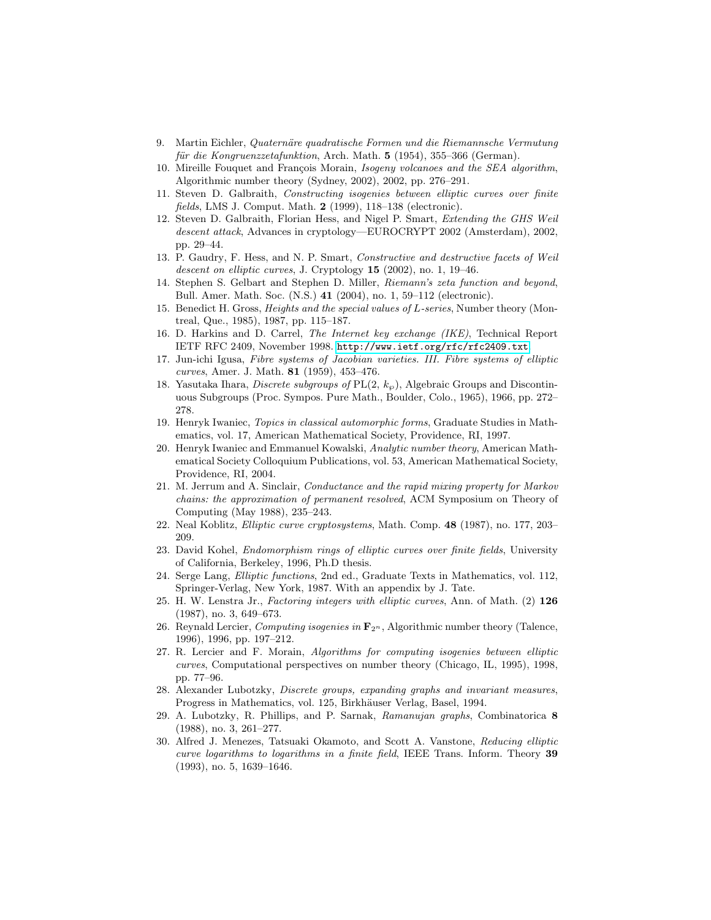9. Martin Eichler, *Quaternäre quadratische Formen und die Riemannsche Vermutung für die Kongruenzzetafunktion*, Arch. Math. **5** (1954), 355–366 (German).
10. Mireille Fouquet and François Morain, *Isogeny volcanoes and the SEA algorithm*, Algorithmic number theory (Sydney, 2002), 2002, pp. 276–291.
11. Steven D. Galbraith, *Constructing isogenies between elliptic curves over finite fields*, LMS J. Comput. Math. **2** (1999), 118–138 (electronic).
12. Steven D. Galbraith, Florian Hess, and Nigel P. Smart, *Extending the GHS Weil descent attack*, Advances in cryptology—EUROCRYPT 2002 (Amsterdam), 2002, pp. 29–44.
13. P. Gaudry, F. Hess, and N. P. Smart, *Constructive and destructive facets of Weil descent on elliptic curves*, J. Cryptology **15** (2002), no. 1, 19–46.
14. Stephen S. Gelbart and Stephen D. Miller, *Riemann's zeta function and beyond*, Bull. Amer. Math. Soc. (N.S.) **41** (2004), no. 1, 59–112 (electronic).
15. Benedict H. Gross, *Heights and the special values of L-series*, Number theory (Montreal, Que., 1985), 1987, pp. 115–187.
16. D. Harkins and D. Carrel, *The Internet key exchange (IKE)*, Technical Report IETF RFC 2409, November 1998. `http://www.ietf.org/rfc/rfc2409.txt`
17. Jun-ichi Igusa, *Fibre systems of Jacobian varieties. III. Fibre systems of elliptic curves*, Amer. J. Math. **81** (1959), 453–476.
18. Yasutaka Ihara, *Discrete subgroups of* PL(2, $k_\wp$), Algebraic Groups and Discontinuous Subgroups (Proc. Sympos. Pure Math., Boulder, Colo., 1965), 1966, pp. 272–278.
19. Henryk Iwaniec, *Topics in classical automorphic forms*, Graduate Studies in Mathematics, vol. 17, American Mathematical Society, Providence, RI, 1997.
20. Henryk Iwaniec and Emmanuel Kowalski, *Analytic number theory*, American Mathematical Society Colloquium Publications, vol. 53, American Mathematical Society, Providence, RI, 2004.
21. M. Jerrum and A. Sinclair, *Conductance and the rapid mixing property for Markov chains: the approximation of permanent resolved*, ACM Symposium on Theory of Computing (May 1988), 235–243.
22. Neal Koblitz, *Elliptic curve cryptosystems*, Math. Comp. **48** (1987), no. 177, 203–209.
23. David Kohel, *Endomorphism rings of elliptic curves over finite fields*, University of California, Berkeley, 1996, Ph.D thesis.
24. Serge Lang, *Elliptic functions*, 2nd ed., Graduate Texts in Mathematics, vol. 112, Springer-Verlag, New York, 1987. With an appendix by J. Tate.
25. H. W. Lenstra Jr., *Factoring integers with elliptic curves*, Ann. of Math. (2) **126** (1987), no. 3, 649–673.
26. Reynald Lercier, *Computing isogenies in* $\mathbf{F}_{2^n}$, Algorithmic number theory (Talence, 1996), 1996, pp. 197–212.
27. R. Lercier and F. Morain, *Algorithms for computing isogenies between elliptic curves*, Computational perspectives on number theory (Chicago, IL, 1995), 1998, pp. 77–96.
28. Alexander Lubotzky, *Discrete groups, expanding graphs and invariant measures*, Progress in Mathematics, vol. 125, Birkhäuser Verlag, Basel, 1994.
29. A. Lubotzky, R. Phillips, and P. Sarnak, *Ramanujan graphs*, Combinatorica **8** (1988), no. 3, 261–277.
30. Alfred J. Menezes, Tatsuaki Okamoto, and Scott A. Vanstone, *Reducing elliptic curve logarithms to logarithms in a finite field*, IEEE Trans. Inform. Theory **39** (1993), no. 5, 1639–1646.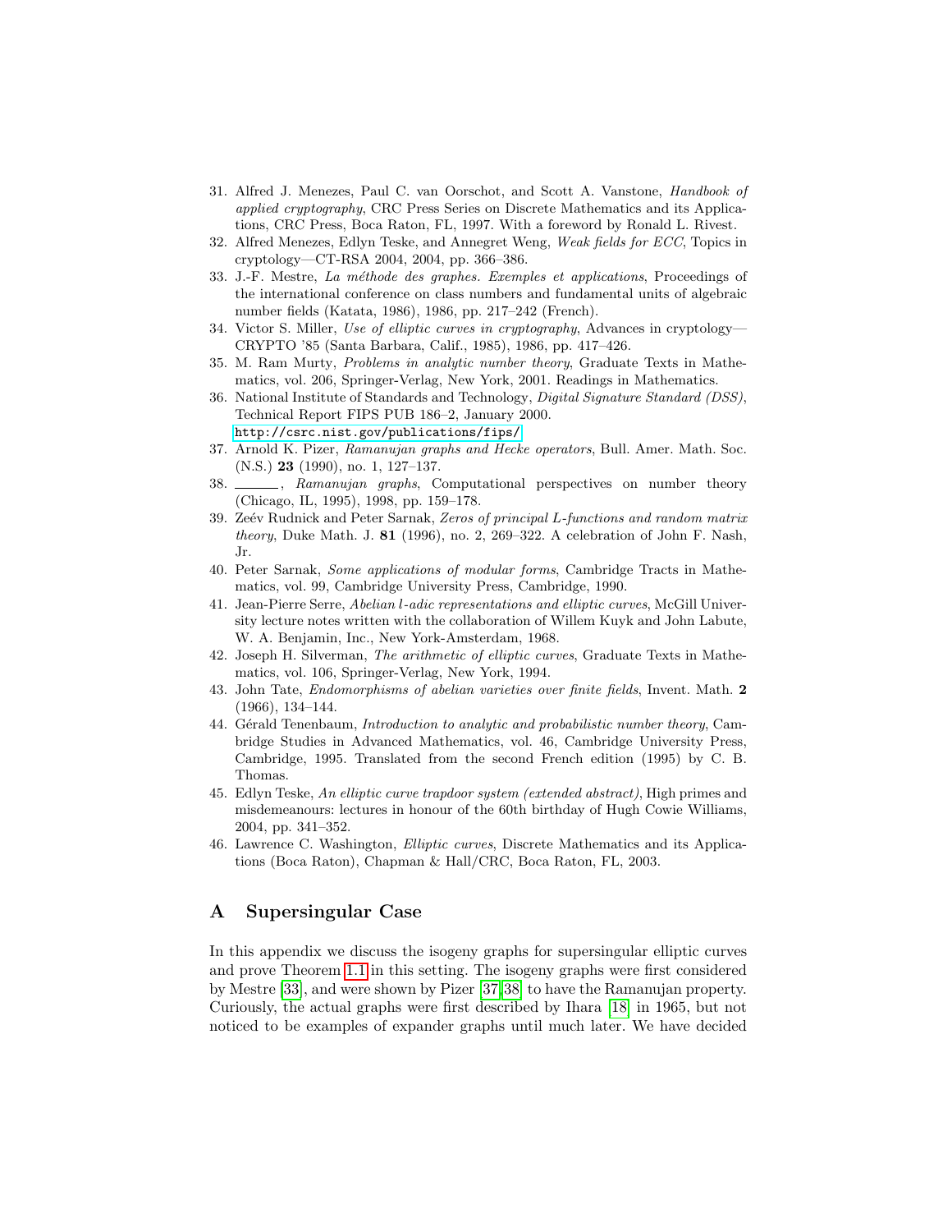31. Alfred J. Menezes, Paul C. van Oorschot, and Scott A. Vanstone, *Handbook of applied cryptography*, CRC Press Series on Discrete Mathematics and its Applications, CRC Press, Boca Raton, FL, 1997. With a foreword by Ronald L. Rivest.
32. Alfred Menezes, Edlyn Teske, and Annegret Weng, *Weak fields for ECC*, Topics in cryptology—CT-RSA 2004, 2004, pp. 366–386.
33. J.-F. Mestre, *La méthode des graphes. Exemples et applications*, Proceedings of the international conference on class numbers and fundamental units of algebraic number fields (Katata, 1986), 1986, pp. 217–242 (French).
34. Victor S. Miller, *Use of elliptic curves in cryptography*, Advances in cryptology—CRYPTO '85 (Santa Barbara, Calif., 1985), 1986, pp. 417–426.
35. M. Ram Murty, *Problems in analytic number theory*, Graduate Texts in Mathematics, vol. 206, Springer-Verlag, New York, 2001. Readings in Mathematics.
36. National Institute of Standards and Technology, *Digital Signature Standard (DSS)*, Technical Report FIPS PUB 186–2, January 2000. http://csrc.nist.gov/publications/fips/
37. Arnold K. Pizer, *Ramanujan graphs and Hecke operators*, Bull. Amer. Math. Soc. (N.S.) **23** (1990), no. 1, 127–137.
38. ______, *Ramanujan graphs*, Computational perspectives on number theory (Chicago, IL, 1995), 1998, pp. 159–178.
39. Zeév Rudnick and Peter Sarnak, *Zeros of principal L-functions and random matrix theory*, Duke Math. J. **81** (1996), no. 2, 269–322. A celebration of John F. Nash, Jr.
40. Peter Sarnak, *Some applications of modular forms*, Cambridge Tracts in Mathematics, vol. 99, Cambridge University Press, Cambridge, 1990.
41. Jean-Pierre Serre, *Abelian l-adic representations and elliptic curves*, McGill University lecture notes written with the collaboration of Willem Kuyk and John Labute, W. A. Benjamin, Inc., New York-Amsterdam, 1968.
42. Joseph H. Silverman, *The arithmetic of elliptic curves*, Graduate Texts in Mathematics, vol. 106, Springer-Verlag, New York, 1994.
43. John Tate, *Endomorphisms of abelian varieties over finite fields*, Invent. Math. **2** (1966), 134–144.
44. Gérald Tenenbaum, *Introduction to analytic and probabilistic number theory*, Cambridge Studies in Advanced Mathematics, vol. 46, Cambridge University Press, Cambridge, 1995. Translated from the second French edition (1995) by C. B. Thomas.
45. Edlyn Teske, *An elliptic curve trapdoor system (extended abstract)*, High primes and misdemeanours: lectures in honour of the 60th birthday of Hugh Cowie Williams, 2004, pp. 341–352.
46. Lawrence C. Washington, *Elliptic curves*, Discrete Mathematics and its Applications (Boca Raton), Chapman & Hall/CRC, Boca Raton, FL, 2003.

## A Supersingular Case

In this appendix we discuss the isogeny graphs for supersingular elliptic curves and prove Theorem 1.1 in this setting. The isogeny graphs were first considered by Mestre [33], and were shown by Pizer [37,38] to have the Ramanujan property. Curiously, the actual graphs were first described by Ihara [18] in 1965, but not noticed to be examples of expander graphs until much later. We have decided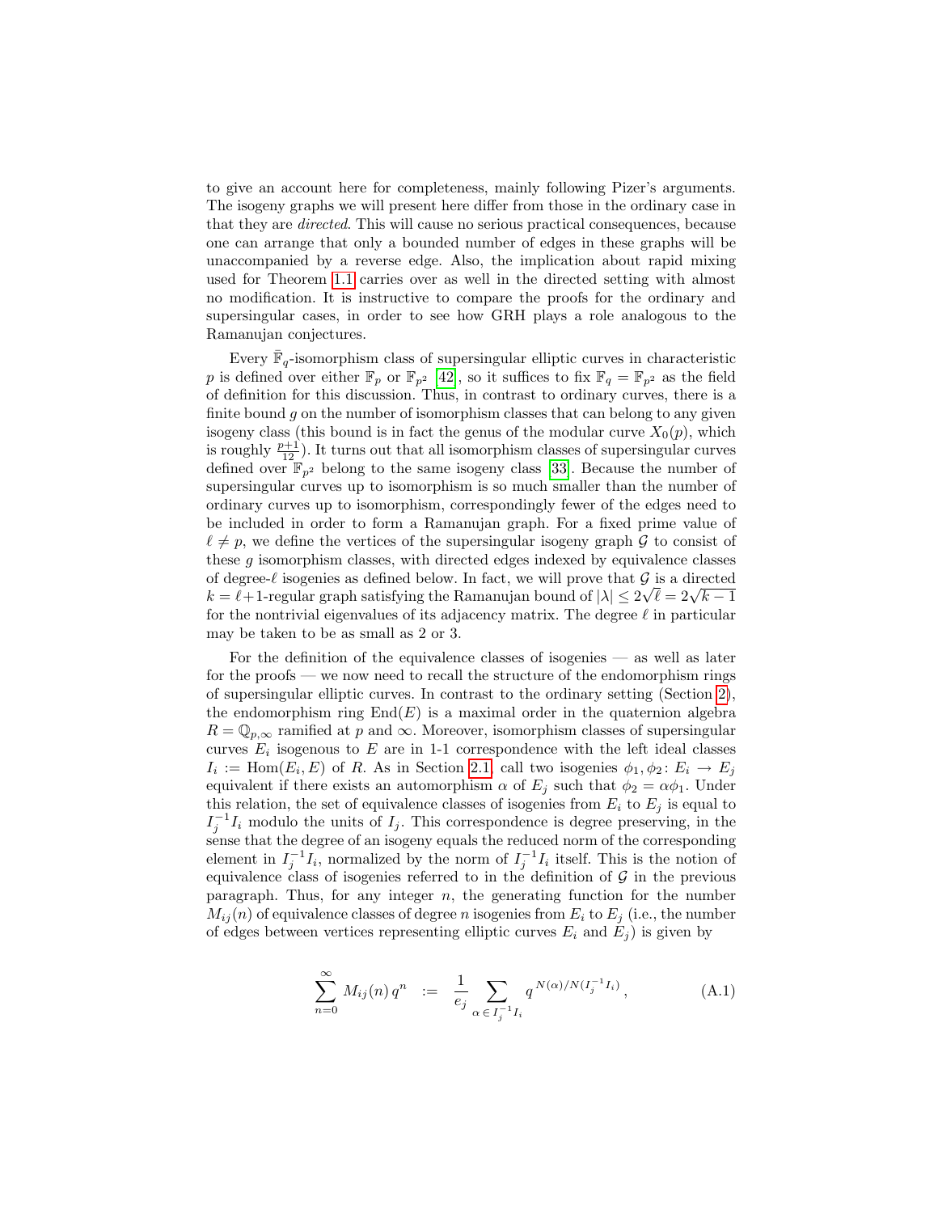to give an account here for completeness, mainly following Pizer's arguments. The isogeny graphs we will present here differ from those in the ordinary case in that they are *directed*. This will cause no serious practical consequences, because one can arrange that only a bounded number of edges in these graphs will be unaccompanied by a reverse edge. Also, the implication about rapid mixing used for Theorem 1.1 carries over as well in the directed setting with almost no modification. It is instructive to compare the proofs for the ordinary and supersingular cases, in order to see how GRH plays a role analogous to the Ramanujan conjectures.

Every $\bar{\mathbb{F}}_q$-isomorphism class of supersingular elliptic curves in characteristic $p$ is defined over either $\mathbb{F}_p$ or $\mathbb{F}_{p^2}$ [42], so it suffices to fix $\mathbb{F}_q = \mathbb{F}_{p^2}$ as the field of definition for this discussion. Thus, in contrast to ordinary curves, there is a finite bound $g$ on the number of isomorphism classes that can belong to any given isogeny class (this bound is in fact the genus of the modular curve $X_0(p)$, which is roughly $\frac{p+1}{12}$). It turns out that all isomorphism classes of supersingular curves defined over $\mathbb{F}_{p^2}$ belong to the same isogeny class [33]. Because the number of supersingular curves up to isomorphism is so much smaller than the number of ordinary curves up to isomorphism, correspondingly fewer of the edges need to be included in order to form a Ramanujan graph. For a fixed prime value of $\ell \neq p$, we define the vertices of the supersingular isogeny graph $\mathcal{G}$ to consist of these $g$ isomorphism classes, with directed edges indexed by equivalence classes of degree-$\ell$ isogenies as defined below. In fact, we will prove that $\mathcal{G}$ is a directed $k = \ell+1$-regular graph satisfying the Ramanujan bound of $|\lambda| \leq 2\sqrt{\ell} = 2\sqrt{k-1}$ for the nontrivial eigenvalues of its adjacency matrix. The degree $\ell$ in particular may be taken to be as small as 2 or 3.

For the definition of the equivalence classes of isogenies — as well as later for the proofs — we now need to recall the structure of the endomorphism rings of supersingular elliptic curves. In contrast to the ordinary setting (Section 2), the endomorphism ring $\mathrm{End}(E)$ is a maximal order in the quaternion algebra $R = \mathbb{Q}_{p,\infty}$ ramified at $p$ and $\infty$. Moreover, isomorphism classes of supersingular curves $E_i$ isogenous to $E$ are in 1-1 correspondence with the left ideal classes $I_i := \mathrm{Hom}(E_i, E)$ of $R$. As in Section 2.1, call two isogenies $\phi_1, \phi_2 \colon E_i \to E_j$ equivalent if there exists an automorphism $\alpha$ of $E_j$ such that $\phi_2 = \alpha\phi_1$. Under this relation, the set of equivalence classes of isogenies from $E_i$ to $E_j$ is equal to $I_j^{-1}I_i$ modulo the units of $I_j$. This correspondence is degree preserving, in the sense that the degree of an isogeny equals the reduced norm of the corresponding element in $I_j^{-1}I_i$, normalized by the norm of $I_j^{-1}I_i$ itself. This is the notion of equivalence class of isogenies referred to in the definition of $\mathcal{G}$ in the previous paragraph. Thus, for any integer $n$, the generating function for the number $M_{ij}(n)$ of equivalence classes of degree $n$ isogenies from $E_i$ to $E_j$ (i.e., the number of edges between vertices representing elliptic curves $E_i$ and $E_j$) is given by

$$\sum_{n=0}^{\infty} M_{ij}(n)\, q^n \quad := \quad \frac{1}{e_j} \sum_{\alpha \,\in\, I_j^{-1}I_i} q^{\,N(\alpha)/N(I_j^{-1}I_i)}\,, \tag{A.1}$$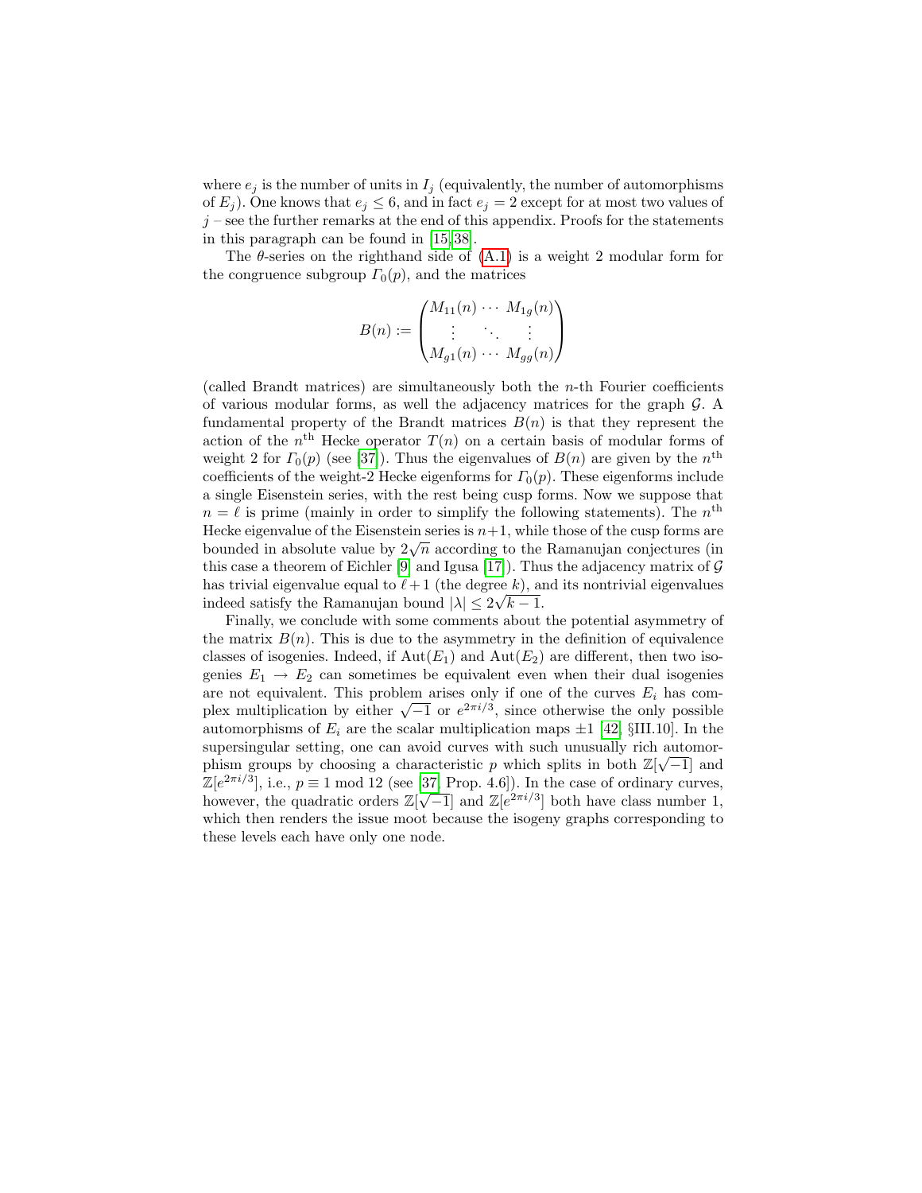where $e_j$ is the number of units in $I_j$ (equivalently, the number of automorphisms of $E_j$). One knows that $e_j \leq 6$, and in fact $e_j = 2$ except for at most two values of $j$ – see the further remarks at the end of this appendix. Proofs for the statements in this paragraph can be found in [15,38].

The $\theta$-series on the righthand side of (A.1) is a weight 2 modular form for the congruence subgroup $\Gamma_0(p)$, and the matrices

$$B(n) := \begin{pmatrix} M_{11}(n) & \cdots & M_{1g}(n) \\ \vdots & \ddots & \vdots \\ M_{g1}(n) & \cdots & M_{gg}(n) \end{pmatrix}$$

(called Brandt matrices) are simultaneously both the $n$-th Fourier coefficients of various modular forms, as well the adjacency matrices for the graph $\mathcal{G}$. A fundamental property of the Brandt matrices $B(n)$ is that they represent the action of the $n^{\text{th}}$ Hecke operator $T(n)$ on a certain basis of modular forms of weight 2 for $\Gamma_0(p)$ (see [37]). Thus the eigenvalues of $B(n)$ are given by the $n^{\text{th}}$ coefficients of the weight-2 Hecke eigenforms for $\Gamma_0(p)$. These eigenforms include a single Eisenstein series, with the rest being cusp forms. Now we suppose that $n = \ell$ is prime (mainly in order to simplify the following statements). The $n^{\text{th}}$ Hecke eigenvalue of the Eisenstein series is $n+1$, while those of the cusp forms are bounded in absolute value by $2\sqrt{n}$ according to the Ramanujan conjectures (in this case a theorem of Eichler [9] and Igusa [17]). Thus the adjacency matrix of $\mathcal{G}$ has trivial eigenvalue equal to $\ell + 1$ (the degree $k$), and its nontrivial eigenvalues indeed satisfy the Ramanujan bound $|\lambda| \leq 2\sqrt{k-1}$.

Finally, we conclude with some comments about the potential asymmetry of the matrix $B(n)$. This is due to the asymmetry in the definition of equivalence classes of isogenies. Indeed, if $\mathrm{Aut}(E_1)$ and $\mathrm{Aut}(E_2)$ are different, then two isogenies $E_1 \to E_2$ can sometimes be equivalent even when their dual isogenies are not equivalent. This problem arises only if one of the curves $E_i$ has complex multiplication by either $\sqrt{-1}$ or $e^{2\pi i/3}$, since otherwise the only possible automorphisms of $E_i$ are the scalar multiplication maps $\pm 1$ [42, §III.10]. In the supersingular setting, one can avoid curves with such unusually rich automorphism groups by choosing a characteristic $p$ which splits in both $\mathbb{Z}[\sqrt{-1}]$ and $\mathbb{Z}[e^{2\pi i/3}]$, i.e., $p \equiv 1 \bmod 12$ (see [37, Prop. 4.6]). In the case of ordinary curves, however, the quadratic orders $\mathbb{Z}[\sqrt{-1}]$ and $\mathbb{Z}[e^{2\pi i/3}]$ both have class number 1, which then renders the issue moot because the isogeny graphs corresponding to these levels each have only one node.